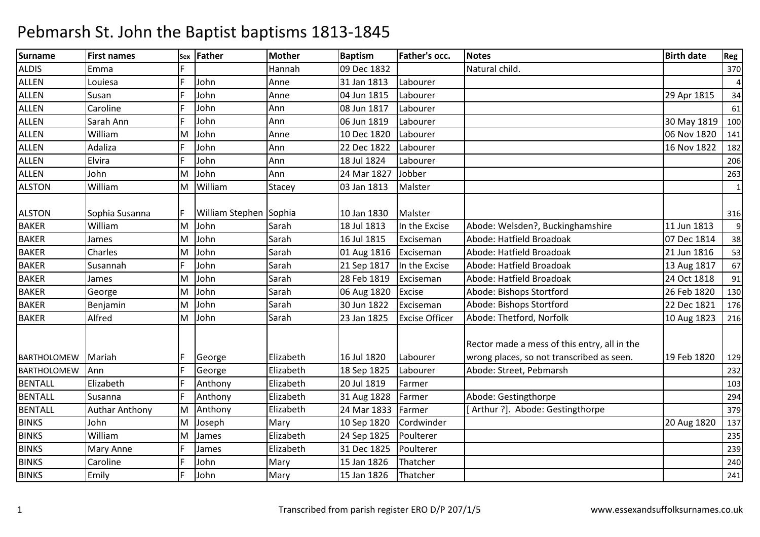# Pebmarsh St. John the Baptist baptisms 1813-1845

| Surname | First names | Sex | Father | Mother | Baptism | Father's occ. | Notes | Birth date | Reg |
|---|---|---|---|---|---|---|---|---|---|
| ALDIS | Emma | F | | Hannah | 09 Dec 1832 | | Natural child. | | 370 |
| ALLEN | Louiesa | F | John | Anne | 31 Jan 1813 | Labourer | | | 4 |
| ALLEN | Susan | F | John | Anne | 04 Jun 1815 | Labourer | | 29 Apr 1815 | 34 |
| ALLEN | Caroline | F | John | Ann | 08 Jun 1817 | Labourer | | | 61 |
| ALLEN | Sarah Ann | F | John | Ann | 06 Jun 1819 | Labourer | | 30 May 1819 | 100 |
| ALLEN | William | M | John | Anne | 10 Dec 1820 | Labourer | | 06 Nov 1820 | 141 |
| ALLEN | Adaliza | F | John | Ann | 22 Dec 1822 | Labourer | | 16 Nov 1822 | 182 |
| ALLEN | Elvira | F | John | Ann | 18 Jul 1824 | Labourer | | | 206 |
| ALLEN | John | M | John | Ann | 24 Mar 1827 | Jobber | | | 263 |
| ALSTON | William | M | William | Stacey | 03 Jan 1813 | Malster | | | 1 |
| ALSTON | Sophia Susanna | F | William Stephen | Sophia | 10 Jan 1830 | Malster | | | 316 |
| BAKER | William | M | John | Sarah | 18 Jul 1813 | In the Excise | Abode: Welsden?, Buckinghamshire | 11 Jun 1813 | 9 |
| BAKER | James | M | John | Sarah | 16 Jul 1815 | Exciseman | Abode: Hatfield Broadoak | 07 Dec 1814 | 38 |
| BAKER | Charles | M | John | Sarah | 01 Aug 1816 | Exciseman | Abode: Hatfield Broadoak | 21 Jun 1816 | 53 |
| BAKER | Susannah | F | John | Sarah | 21 Sep 1817 | In the Excise | Abode: Hatfield Broadoak | 13 Aug 1817 | 67 |
| BAKER | James | M | John | Sarah | 28 Feb 1819 | Exciseman | Abode: Hatfield Broadoak | 24 Oct 1818 | 91 |
| BAKER | George | M | John | Sarah | 06 Aug 1820 | Excise | Abode: Bishops Stortford | 26 Feb 1820 | 130 |
| BAKER | Benjamin | M | John | Sarah | 30 Jun 1822 | Exciseman | Abode: Bishops Stortford | 22 Dec 1821 | 176 |
| BAKER | Alfred | M | John | Sarah | 23 Jan 1825 | Excise Officer | Abode: Thetford, Norfolk | 10 Aug 1823 | 216 |
| BARTHOLOMEW | Mariah | F | George | Elizabeth | 16 Jul 1820 | Labourer | Rector made a mess of this entry, all in the wrong places, so not transcribed as seen. | 19 Feb 1820 | 129 |
| BARTHOLOMEW | Ann | F | George | Elizabeth | 18 Sep 1825 | Labourer | Abode: Street, Pebmarsh | | 232 |
| BENTALL | Elizabeth | F | Anthony | Elizabeth | 20 Jul 1819 | Farmer | | | 103 |
| BENTALL | Susanna | F | Anthony | Elizabeth | 31 Aug 1828 | Farmer | Abode: Gestingthorpe | | 294 |
| BENTALL | Authar Anthony | M | Anthony | Elizabeth | 24 Mar 1833 | Farmer | [ Arthur ?]. Abode: Gestingthorpe | | 379 |
| BINKS | John | M | Joseph | Mary | 10 Sep 1820 | Cordwinder | | 20 Aug 1820 | 137 |
| BINKS | William | M | James | Elizabeth | 24 Sep 1825 | Poulterer | | | 235 |
| BINKS | Mary Anne | F | James | Elizabeth | 31 Dec 1825 | Poulterer | | | 239 |
| BINKS | Caroline | F | John | Mary | 15 Jan 1826 | Thatcher | | | 240 |
| BINKS | Emily | F | John | Mary | 15 Jan 1826 | Thatcher | | | 241 |

Transcribed from parish register ERO D/P 207/1/5

www.essexandsuffolksurnames.co.uk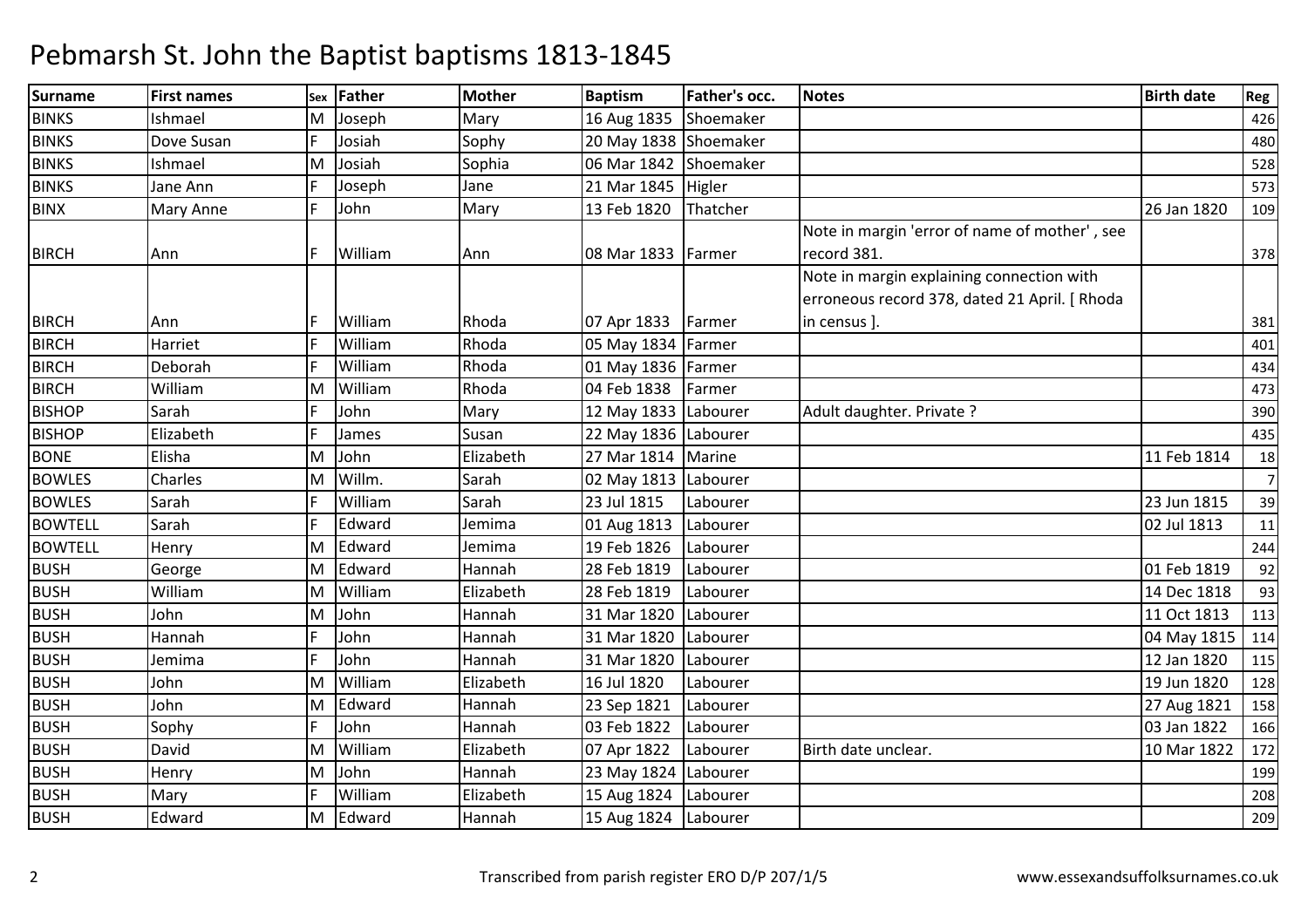# Pebmarsh St. John the Baptist baptisms 1813-1845

| Surname | First names | Sex | Father | Mother | Baptism | Father's occ. | Notes | Birth date | Reg |
|---|---|---|---|---|---|---|---|---|---|
| BINKS | Ishmael | M | Joseph | Mary | 16 Aug 1835 | Shoemaker | | | 426 |
| BINKS | Dove Susan | F | Josiah | Sophy | 20 May 1838 | Shoemaker | | | 480 |
| BINKS | Ishmael | M | Josiah | Sophia | 06 Mar 1842 | Shoemaker | | | 528 |
| BINKS | Jane Ann | F | Joseph | Jane | 21 Mar 1845 | Higler | | | 573 |
| BINX | Mary Anne | F | John | Mary | 13 Feb 1820 | Thatcher | | 26 Jan 1820 | 109 |
| BIRCH | Ann | F | William | Ann | 08 Mar 1833 | Farmer | Note in margin 'error of name of mother' , see record 381. | | 378 |
| BIRCH | Ann | F | William | Rhoda | 07 Apr 1833 | Farmer | Note in margin explaining connection with erroneous record 378, dated 21 April. [ Rhoda in census ]. | | 381 |
| BIRCH | Harriet | F | William | Rhoda | 05 May 1834 | Farmer | | | 401 |
| BIRCH | Deborah | F | William | Rhoda | 01 May 1836 | Farmer | | | 434 |
| BIRCH | William | M | William | Rhoda | 04 Feb 1838 | Farmer | | | 473 |
| BISHOP | Sarah | F | John | Mary | 12 May 1833 | Labourer | Adult daughter. Private ? | | 390 |
| BISHOP | Elizabeth | F | James | Susan | 22 May 1836 | Labourer | | | 435 |
| BONE | Elisha | M | John | Elizabeth | 27 Mar 1814 | Marine | | 11 Feb 1814 | 18 |
| BOWLES | Charles | M | Willm. | Sarah | 02 May 1813 | Labourer | | | 7 |
| BOWLES | Sarah | F | William | Sarah | 23 Jul 1815 | Labourer | | 23 Jun 1815 | 39 |
| BOWTELL | Sarah | F | Edward | Jemima | 01 Aug 1813 | Labourer | | 02 Jul 1813 | 11 |
| BOWTELL | Henry | M | Edward | Jemima | 19 Feb 1826 | Labourer | | | 244 |
| BUSH | George | M | Edward | Hannah | 28 Feb 1819 | Labourer | | 01 Feb 1819 | 92 |
| BUSH | William | M | William | Elizabeth | 28 Feb 1819 | Labourer | | 14 Dec 1818 | 93 |
| BUSH | John | M | John | Hannah | 31 Mar 1820 | Labourer | | 11 Oct 1813 | 113 |
| BUSH | Hannah | F | John | Hannah | 31 Mar 1820 | Labourer | | 04 May 1815 | 114 |
| BUSH | Jemima | F | John | Hannah | 31 Mar 1820 | Labourer | | 12 Jan 1820 | 115 |
| BUSH | John | M | William | Elizabeth | 16 Jul 1820 | Labourer | | 19 Jun 1820 | 128 |
| BUSH | John | M | Edward | Hannah | 23 Sep 1821 | Labourer | | 27 Aug 1821 | 158 |
| BUSH | Sophy | F | John | Hannah | 03 Feb 1822 | Labourer | | 03 Jan 1822 | 166 |
| BUSH | David | M | William | Elizabeth | 07 Apr 1822 | Labourer | Birth date unclear. | 10 Mar 1822 | 172 |
| BUSH | Henry | M | John | Hannah | 23 May 1824 | Labourer | | | 199 |
| BUSH | Mary | F | William | Elizabeth | 15 Aug 1824 | Labourer | | | 208 |
| BUSH | Edward | M | Edward | Hannah | 15 Aug 1824 | Labourer | | | 209 |

Transcribed from parish register ERO D/P 207/1/5 www.essexandsuffolksurnames.co.uk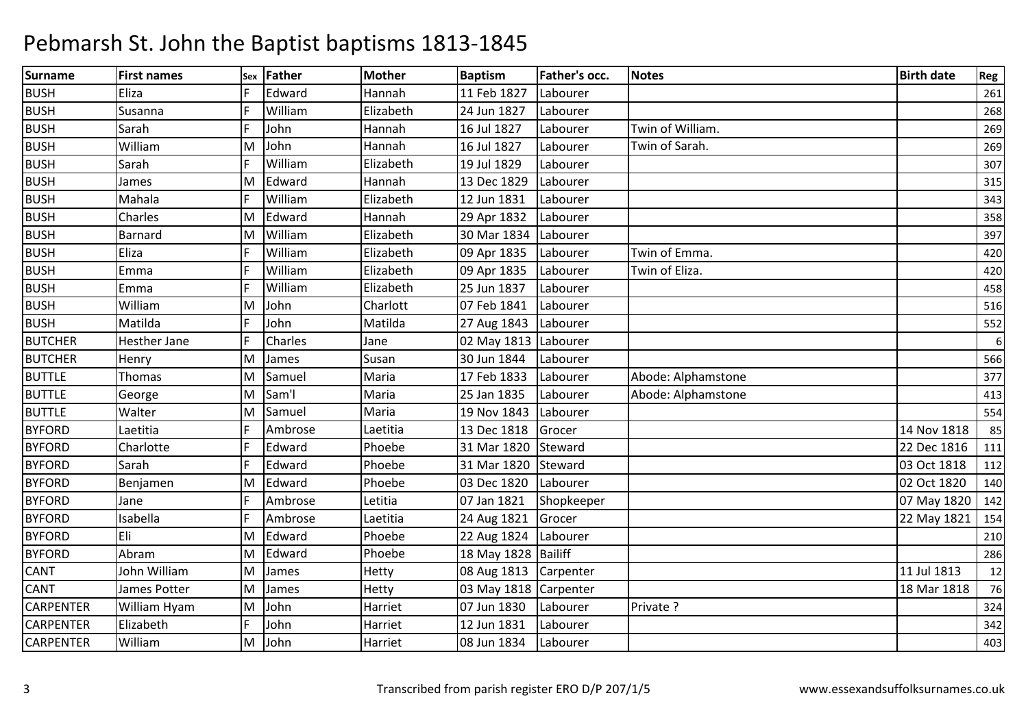# Pebmarsh St. John the Baptist baptisms 1813-1845

| Surname | First names | Sex | Father | Mother | Baptism | Father's occ. | Notes | Birth date | Reg |
|---|---|---|---|---|---|---|---|---|---|
| BUSH | Eliza | F | Edward | Hannah | 11 Feb 1827 | Labourer | | | 261 |
| BUSH | Susanna | F | William | Elizabeth | 24 Jun 1827 | Labourer | | | 268 |
| BUSH | Sarah | F | John | Hannah | 16 Jul 1827 | Labourer | Twin of William. | | 269 |
| BUSH | William | M | John | Hannah | 16 Jul 1827 | Labourer | Twin of Sarah. | | 269 |
| BUSH | Sarah | F | William | Elizabeth | 19 Jul 1829 | Labourer | | | 307 |
| BUSH | James | M | Edward | Hannah | 13 Dec 1829 | Labourer | | | 315 |
| BUSH | Mahala | F | William | Elizabeth | 12 Jun 1831 | Labourer | | | 343 |
| BUSH | Charles | M | Edward | Hannah | 29 Apr 1832 | Labourer | | | 358 |
| BUSH | Barnard | M | William | Elizabeth | 30 Mar 1834 | Labourer | | | 397 |
| BUSH | Eliza | F | William | Elizabeth | 09 Apr 1835 | Labourer | Twin of Emma. | | 420 |
| BUSH | Emma | F | William | Elizabeth | 09 Apr 1835 | Labourer | Twin of Eliza. | | 420 |
| BUSH | Emma | F | William | Elizabeth | 25 Jun 1837 | Labourer | | | 458 |
| BUSH | William | M | John | Charlott | 07 Feb 1841 | Labourer | | | 516 |
| BUSH | Matilda | F | John | Matilda | 27 Aug 1843 | Labourer | | | 552 |
| BUTCHER | Hesther Jane | F | Charles | Jane | 02 May 1813 | Labourer | | | 6 |
| BUTCHER | Henry | M | James | Susan | 30 Jun 1844 | Labourer | | | 566 |
| BUTTLE | Thomas | M | Samuel | Maria | 17 Feb 1833 | Labourer | Abode: Alphamstone | | 377 |
| BUTTLE | George | M | Sam'l | Maria | 25 Jan 1835 | Labourer | Abode: Alphamstone | | 413 |
| BUTTLE | Walter | M | Samuel | Maria | 19 Nov 1843 | Labourer | | | 554 |
| BYFORD | Laetitia | F | Ambrose | Laetitia | 13 Dec 1818 | Grocer | | 14 Nov 1818 | 85 |
| BYFORD | Charlotte | F | Edward | Phoebe | 31 Mar 1820 | Steward | | 22 Dec 1816 | 111 |
| BYFORD | Sarah | F | Edward | Phoebe | 31 Mar 1820 | Steward | | 03 Oct 1818 | 112 |
| BYFORD | Benjamen | M | Edward | Phoebe | 03 Dec 1820 | Labourer | | 02 Oct 1820 | 140 |
| BYFORD | Jane | F | Ambrose | Letitia | 07 Jan 1821 | Shopkeeper | | 07 May 1820 | 142 |
| BYFORD | Isabella | F | Ambrose | Laetitia | 24 Aug 1821 | Grocer | | 22 May 1821 | 154 |
| BYFORD | Eli | M | Edward | Phoebe | 22 Aug 1824 | Labourer | | | 210 |
| BYFORD | Abram | M | Edward | Phoebe | 18 May 1828 | Bailiff | | | 286 |
| CANT | John William | M | James | Hetty | 08 Aug 1813 | Carpenter | | 11 Jul 1813 | 12 |
| CANT | James Potter | M | James | Hetty | 03 May 1818 | Carpenter | | 18 Mar 1818 | 76 |
| CARPENTER | William Hyam | M | John | Harriet | 07 Jun 1830 | Labourer | Private ? | | 324 |
| CARPENTER | Elizabeth | F | John | Harriet | 12 Jun 1831 | Labourer | | | 342 |
| CARPENTER | William | M | John | Harriet | 08 Jun 1834 | Labourer | | | 403 |

Transcribed from parish register ERO D/P 207/1/5 www.essexandsuffolksurnames.co.uk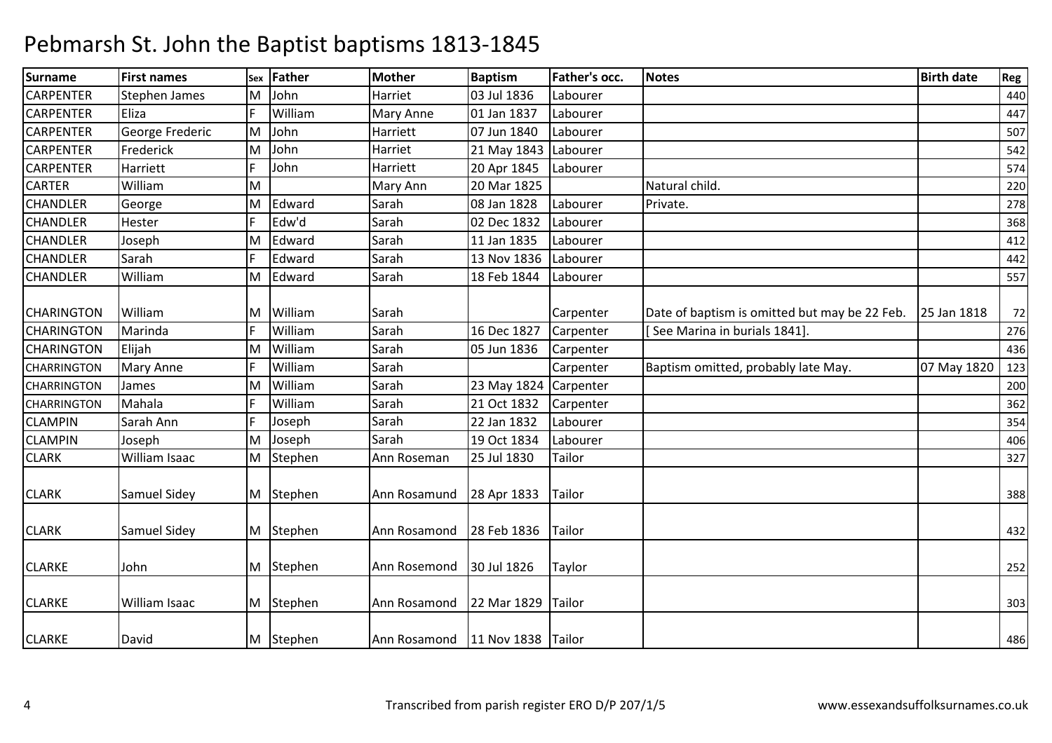# Pebmarsh St. John the Baptist baptisms 1813-1845

| Surname | First names | Sex | Father | Mother | Baptism | Father's occ. | Notes | Birth date | Reg |
|---|---|---|---|---|---|---|---|---|---|
| CARPENTER | Stephen James | M | John | Harriet | 03 Jul 1836 | Labourer | | | 440 |
| CARPENTER | Eliza | F | William | Mary Anne | 01 Jan 1837 | Labourer | | | 447 |
| CARPENTER | George Frederic | M | John | Harriett | 07 Jun 1840 | Labourer | | | 507 |
| CARPENTER | Frederick | M | John | Harriet | 21 May 1843 | Labourer | | | 542 |
| CARPENTER | Harriett | F | John | Harriett | 20 Apr 1845 | Labourer | | | 574 |
| CARTER | William | M | | Mary Ann | 20 Mar 1825 | | Natural child. | | 220 |
| CHANDLER | George | M | Edward | Sarah | 08 Jan 1828 | Labourer | Private. | | 278 |
| CHANDLER | Hester | F | Edw'd | Sarah | 02 Dec 1832 | Labourer | | | 368 |
| CHANDLER | Joseph | M | Edward | Sarah | 11 Jan 1835 | Labourer | | | 412 |
| CHANDLER | Sarah | F | Edward | Sarah | 13 Nov 1836 | Labourer | | | 442 |
| CHANDLER | William | M | Edward | Sarah | 18 Feb 1844 | Labourer | | | 557 |
| CHARINGTON | William | M | William | Sarah | | Carpenter | Date of baptism is omitted but may be 22 Feb. | 25 Jan 1818 | 72 |
| CHARINGTON | Marinda | F | William | Sarah | 16 Dec 1827 | Carpenter | [ See Marina in burials 1841]. | | 276 |
| CHARINGTON | Elijah | M | William | Sarah | 05 Jun 1836 | Carpenter | | | 436 |
| CHARRINGTON | Mary Anne | F | William | Sarah | | Carpenter | Baptism omitted, probably late May. | 07 May 1820 | 123 |
| CHARRINGTON | James | M | William | Sarah | 23 May 1824 | Carpenter | | | 200 |
| CHARRINGTON | Mahala | F | William | Sarah | 21 Oct 1832 | Carpenter | | | 362 |
| CLAMPIN | Sarah Ann | F | Joseph | Sarah | 22 Jan 1832 | Labourer | | | 354 |
| CLAMPIN | Joseph | M | Joseph | Sarah | 19 Oct 1834 | Labourer | | | 406 |
| CLARK | William Isaac | M | Stephen | Ann Roseman | 25 Jul 1830 | Tailor | | | 327 |
| CLARK | Samuel Sidey | M | Stephen | Ann Rosamund | 28 Apr 1833 | Tailor | | | 388 |
| CLARK | Samuel Sidey | M | Stephen | Ann Rosamond | 28 Feb 1836 | Tailor | | | 432 |
| CLARKE | John | M | Stephen | Ann Rosemond | 30 Jul 1826 | Taylor | | | 252 |
| CLARKE | William Isaac | M | Stephen | Ann Rosamond | 22 Mar 1829 | Tailor | | | 303 |
| CLARKE | David | M | Stephen | Ann Rosamond | 11 Nov 1838 | Tailor | | | 486 |

Transcribed from parish register ERO D/P 207/1/5

www.essexandsuffolksurnames.co.uk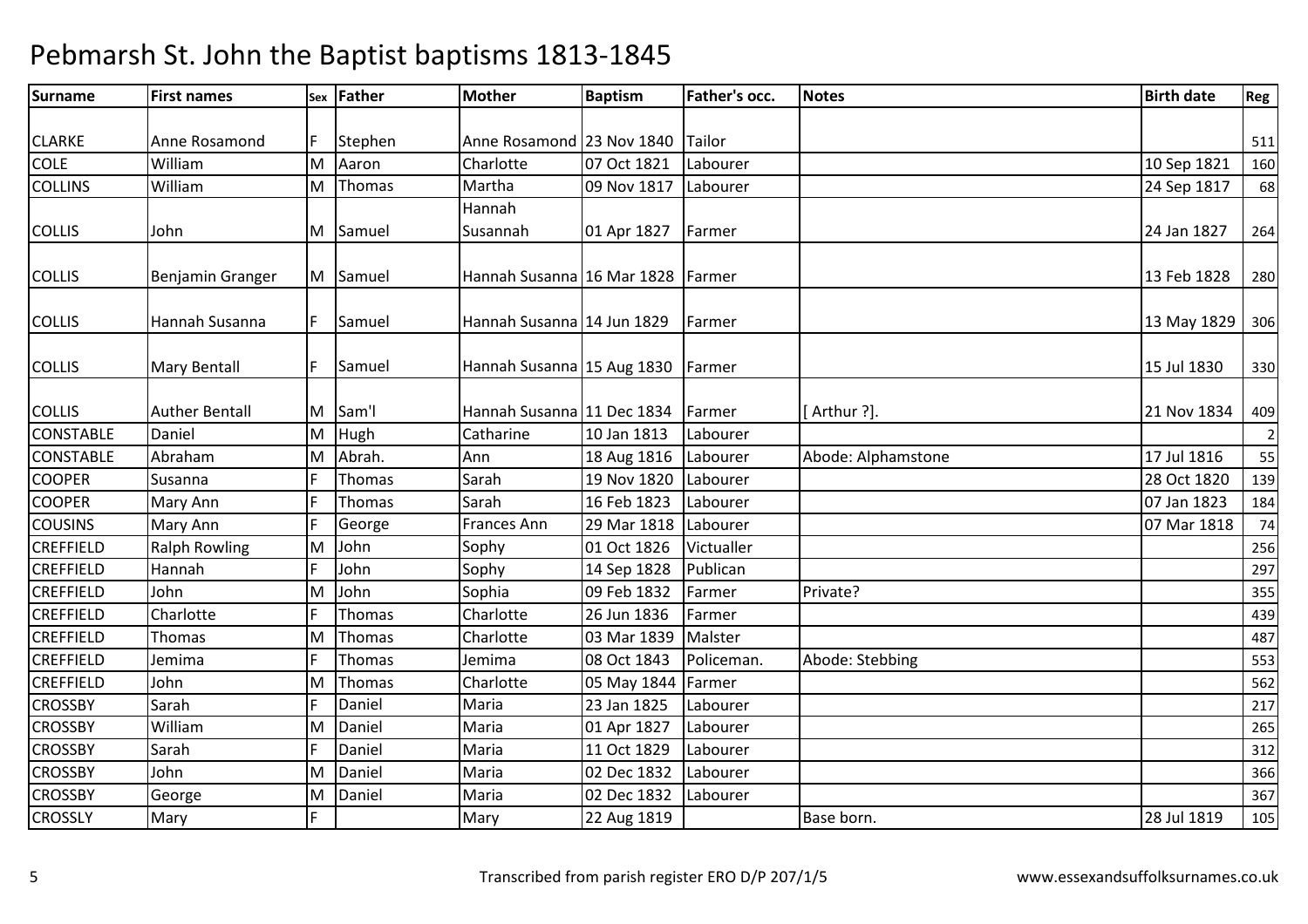# Pebmarsh St. John the Baptist baptisms 1813-1845

| Surname | First names | Sex | Father | Mother | Baptism | Father's occ. | Notes | Birth date | Reg |
|---|---|---|---|---|---|---|---|---|---|
| CLARKE | Anne Rosamond | F | Stephen | Anne Rosamond | 23 Nov 1840 | Tailor | | | 511 |
| COLE | William | M | Aaron | Charlotte | 07 Oct 1821 | Labourer | | 10 Sep 1821 | 160 |
| COLLINS | William | M | Thomas | Martha | 09 Nov 1817 | Labourer | | 24 Sep 1817 | 68 |
| COLLIS | John | M | Samuel | Hannah Susannah | 01 Apr 1827 | Farmer | | 24 Jan 1827 | 264 |
| COLLIS | Benjamin Granger | M | Samuel | Hannah Susanna | 16 Mar 1828 | Farmer | | 13 Feb 1828 | 280 |
| COLLIS | Hannah Susanna | F | Samuel | Hannah Susanna | 14 Jun 1829 | Farmer | | 13 May 1829 | 306 |
| COLLIS | Mary Bentall | F | Samuel | Hannah Susanna | 15 Aug 1830 | Farmer | | 15 Jul 1830 | 330 |
| COLLIS | Auther Bentall | M | Sam'l | Hannah Susanna | 11 Dec 1834 | Farmer | [ Arthur ?]. | 21 Nov 1834 | 409 |
| CONSTABLE | Daniel | M | Hugh | Catharine | 10 Jan 1813 | Labourer | | | 2 |
| CONSTABLE | Abraham | M | Abrah. | Ann | 18 Aug 1816 | Labourer | Abode: Alphamstone | 17 Jul 1816 | 55 |
| COOPER | Susanna | F | Thomas | Sarah | 19 Nov 1820 | Labourer | | 28 Oct 1820 | 139 |
| COOPER | Mary Ann | F | Thomas | Sarah | 16 Feb 1823 | Labourer | | 07 Jan 1823 | 184 |
| COUSINS | Mary Ann | F | George | Frances Ann | 29 Mar 1818 | Labourer | | 07 Mar 1818 | 74 |
| CREFFIELD | Ralph Rowling | M | John | Sophy | 01 Oct 1826 | Victualler | | | 256 |
| CREFFIELD | Hannah | F | John | Sophy | 14 Sep 1828 | Publican | | | 297 |
| CREFFIELD | John | M | John | Sophia | 09 Feb 1832 | Farmer | Private? | | 355 |
| CREFFIELD | Charlotte | F | Thomas | Charlotte | 26 Jun 1836 | Farmer | | | 439 |
| CREFFIELD | Thomas | M | Thomas | Charlotte | 03 Mar 1839 | Malster | | | 487 |
| CREFFIELD | Jemima | F | Thomas | Jemima | 08 Oct 1843 | Policeman. | Abode: Stebbing | | 553 |
| CREFFIELD | John | M | Thomas | Charlotte | 05 May 1844 | Farmer | | | 562 |
| CROSSBY | Sarah | F | Daniel | Maria | 23 Jan 1825 | Labourer | | | 217 |
| CROSSBY | William | M | Daniel | Maria | 01 Apr 1827 | Labourer | | | 265 |
| CROSSBY | Sarah | F | Daniel | Maria | 11 Oct 1829 | Labourer | | | 312 |
| CROSSBY | John | M | Daniel | Maria | 02 Dec 1832 | Labourer | | | 366 |
| CROSSBY | George | M | Daniel | Maria | 02 Dec 1832 | Labourer | | | 367 |
| CROSSLY | Mary | F | | Mary | 22 Aug 1819 | | Base born. | 28 Jul 1819 | 105 |

Transcribed from parish register ERO D/P 207/1/5 www.essexandsuffolksurnames.co.uk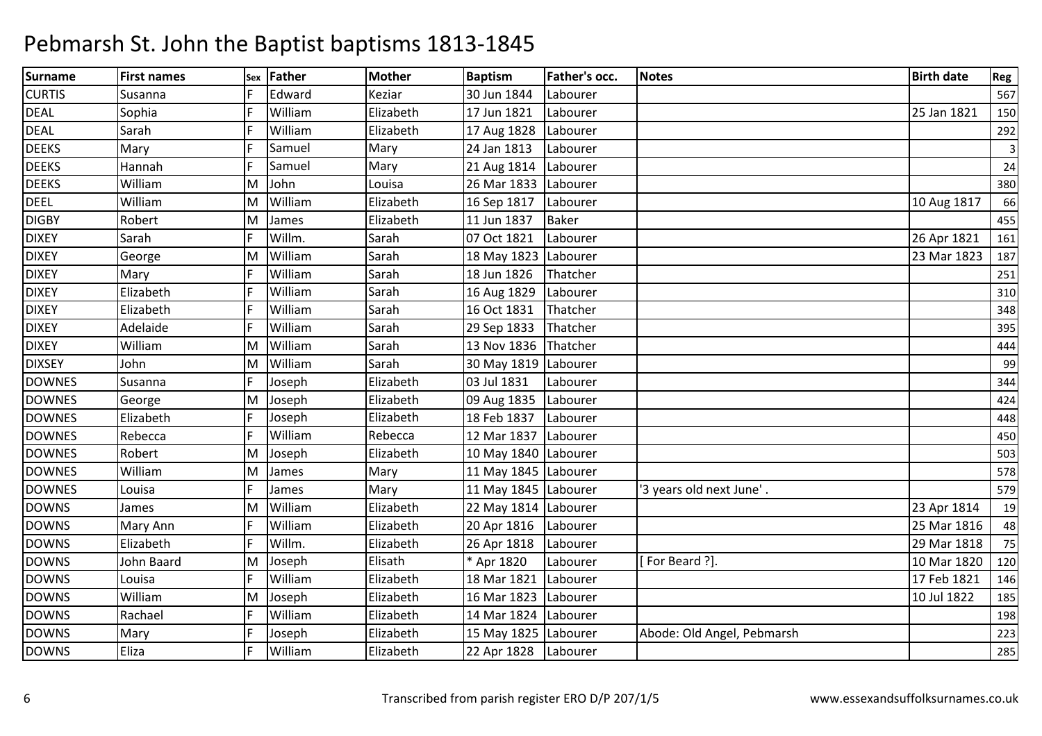# Pebmarsh St. John the Baptist baptisms 1813-1845

| Surname | First names | Sex | Father | Mother | Baptism | Father's occ. | Notes | Birth date | Reg |
|---|---|---|---|---|---|---|---|---|---|
| CURTIS | Susanna | F | Edward | Keziar | 30 Jun 1844 | Labourer | | | 567 |
| DEAL | Sophia | F | William | Elizabeth | 17 Jun 1821 | Labourer | | 25 Jan 1821 | 150 |
| DEAL | Sarah | F | William | Elizabeth | 17 Aug 1828 | Labourer | | | 292 |
| DEEKS | Mary | F | Samuel | Mary | 24 Jan 1813 | Labourer | | | 3 |
| DEEKS | Hannah | F | Samuel | Mary | 21 Aug 1814 | Labourer | | | 24 |
| DEEKS | William | M | John | Louisa | 26 Mar 1833 | Labourer | | | 380 |
| DEEL | William | M | William | Elizabeth | 16 Sep 1817 | Labourer | | 10 Aug 1817 | 66 |
| DIGBY | Robert | M | James | Elizabeth | 11 Jun 1837 | Baker | | | 455 |
| DIXEY | Sarah | F | Willm. | Sarah | 07 Oct 1821 | Labourer | | 26 Apr 1821 | 161 |
| DIXEY | George | M | William | Sarah | 18 May 1823 | Labourer | | 23 Mar 1823 | 187 |
| DIXEY | Mary | F | William | Sarah | 18 Jun 1826 | Thatcher | | | 251 |
| DIXEY | Elizabeth | F | William | Sarah | 16 Aug 1829 | Labourer | | | 310 |
| DIXEY | Elizabeth | F | William | Sarah | 16 Oct 1831 | Thatcher | | | 348 |
| DIXEY | Adelaide | F | William | Sarah | 29 Sep 1833 | Thatcher | | | 395 |
| DIXEY | William | M | William | Sarah | 13 Nov 1836 | Thatcher | | | 444 |
| DIXSEY | John | M | William | Sarah | 30 May 1819 | Labourer | | | 99 |
| DOWNES | Susanna | F | Joseph | Elizabeth | 03 Jul 1831 | Labourer | | | 344 |
| DOWNES | George | M | Joseph | Elizabeth | 09 Aug 1835 | Labourer | | | 424 |
| DOWNES | Elizabeth | F | Joseph | Elizabeth | 18 Feb 1837 | Labourer | | | 448 |
| DOWNES | Rebecca | F | William | Rebecca | 12 Mar 1837 | Labourer | | | 450 |
| DOWNES | Robert | M | Joseph | Elizabeth | 10 May 1840 | Labourer | | | 503 |
| DOWNES | William | M | James | Mary | 11 May 1845 | Labourer | | | 578 |
| DOWNES | Louisa | F | James | Mary | 11 May 1845 | Labourer | '3 years old next June' . | | 579 |
| DOWNS | James | M | William | Elizabeth | 22 May 1814 | Labourer | | 23 Apr 1814 | 19 |
| DOWNS | Mary Ann | F | William | Elizabeth | 20 Apr 1816 | Labourer | | 25 Mar 1816 | 48 |
| DOWNS | Elizabeth | F | Willm. | Elizabeth | 26 Apr 1818 | Labourer | | 29 Mar 1818 | 75 |
| DOWNS | John Baard | M | Joseph | Elisath | * Apr 1820 | Labourer | [ For Beard ?]. | 10 Mar 1820 | 120 |
| DOWNS | Louisa | F | William | Elizabeth | 18 Mar 1821 | Labourer | | 17 Feb 1821 | 146 |
| DOWNS | William | M | Joseph | Elizabeth | 16 Mar 1823 | Labourer | | 10 Jul 1822 | 185 |
| DOWNS | Rachael | F | William | Elizabeth | 14 Mar 1824 | Labourer | | | 198 |
| DOWNS | Mary | F | Joseph | Elizabeth | 15 May 1825 | Labourer | Abode: Old Angel, Pebmarsh | | 223 |
| DOWNS | Eliza | F | William | Elizabeth | 22 Apr 1828 | Labourer | | | 285 |

Transcribed from parish register ERO D/P 207/1/5 www.essexandsuffolksurnames.co.uk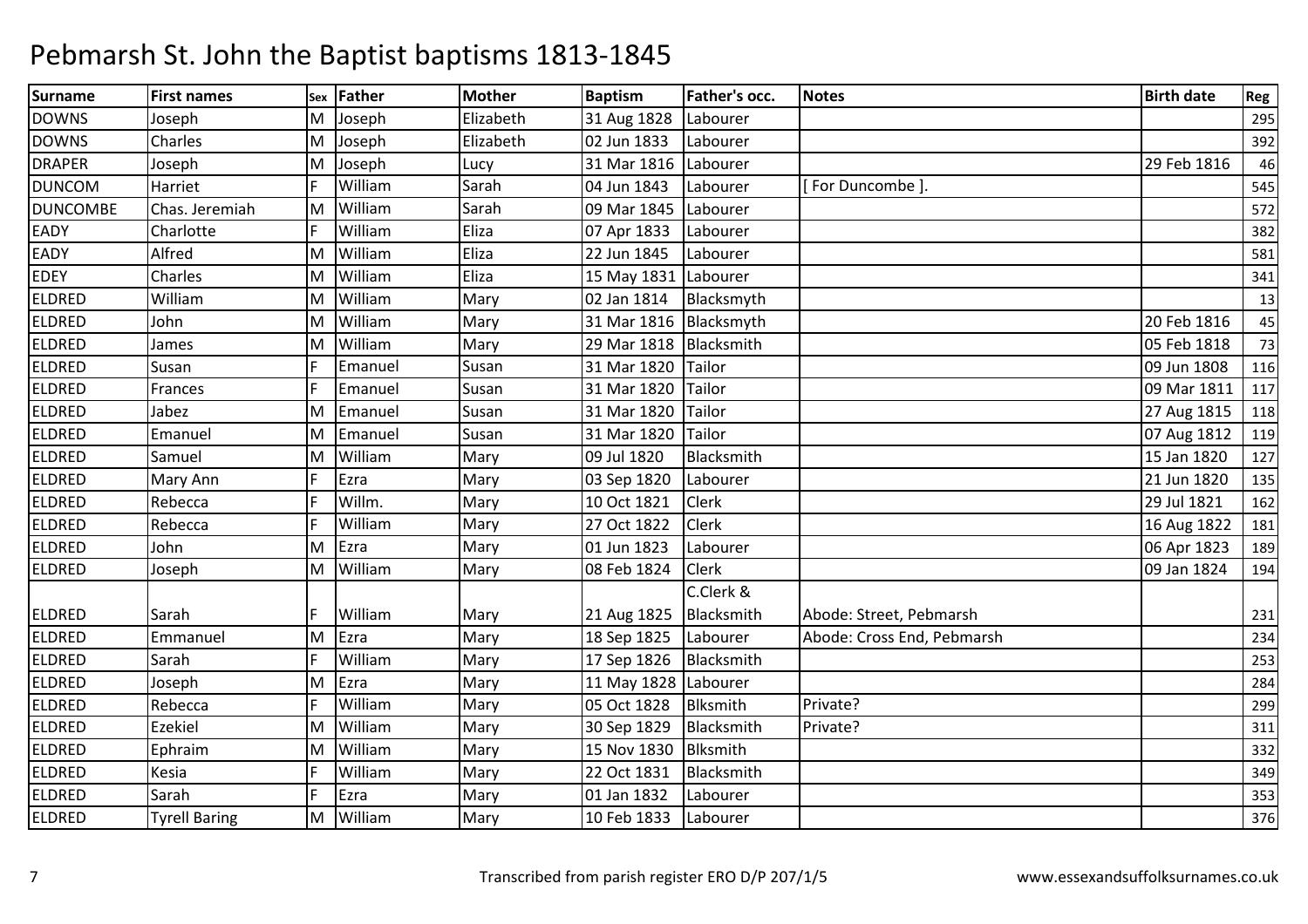# Pebmarsh St. John the Baptist baptisms 1813-1845

| Surname | First names | Sex | Father | Mother | Baptism | Father's occ. | Notes | Birth date | Reg |
|---|---|---|---|---|---|---|---|---|---|
| DOWNS | Joseph | M | Joseph | Elizabeth | 31 Aug 1828 | Labourer | | | 295 |
| DOWNS | Charles | M | Joseph | Elizabeth | 02 Jun 1833 | Labourer | | | 392 |
| DRAPER | Joseph | M | Joseph | Lucy | 31 Mar 1816 | Labourer | | 29 Feb 1816 | 46 |
| DUNCOM | Harriet | F | William | Sarah | 04 Jun 1843 | Labourer | [ For Duncombe ]. | | 545 |
| DUNCOMBE | Chas. Jeremiah | M | William | Sarah | 09 Mar 1845 | Labourer | | | 572 |
| EADY | Charlotte | F | William | Eliza | 07 Apr 1833 | Labourer | | | 382 |
| EADY | Alfred | M | William | Eliza | 22 Jun 1845 | Labourer | | | 581 |
| EDEY | Charles | M | William | Eliza | 15 May 1831 | Labourer | | | 341 |
| ELDRED | William | M | William | Mary | 02 Jan 1814 | Blacksmyth | | | 13 |
| ELDRED | John | M | William | Mary | 31 Mar 1816 | Blacksmyth | | 20 Feb 1816 | 45 |
| ELDRED | James | M | William | Mary | 29 Mar 1818 | Blacksmith | | 05 Feb 1818 | 73 |
| ELDRED | Susan | F | Emanuel | Susan | 31 Mar 1820 | Tailor | | 09 Jun 1808 | 116 |
| ELDRED | Frances | F | Emanuel | Susan | 31 Mar 1820 | Tailor | | 09 Mar 1811 | 117 |
| ELDRED | Jabez | M | Emanuel | Susan | 31 Mar 1820 | Tailor | | 27 Aug 1815 | 118 |
| ELDRED | Emanuel | M | Emanuel | Susan | 31 Mar 1820 | Tailor | | 07 Aug 1812 | 119 |
| ELDRED | Samuel | M | William | Mary | 09 Jul 1820 | Blacksmith | | 15 Jan 1820 | 127 |
| ELDRED | Mary Ann | F | Ezra | Mary | 03 Sep 1820 | Labourer | | 21 Jun 1820 | 135 |
| ELDRED | Rebecca | F | Willm. | Mary | 10 Oct 1821 | Clerk | | 29 Jul 1821 | 162 |
| ELDRED | Rebecca | F | William | Mary | 27 Oct 1822 | Clerk | | 16 Aug 1822 | 181 |
| ELDRED | John | M | Ezra | Mary | 01 Jun 1823 | Labourer | | 06 Apr 1823 | 189 |
| ELDRED | Joseph | M | William | Mary | 08 Feb 1824 | Clerk | | 09 Jan 1824 | 194 |
| ELDRED | Sarah | F | William | Mary | 21 Aug 1825 | C.Clerk & Blacksmith | Abode: Street, Pebmarsh | | 231 |
| ELDRED | Emmanuel | M | Ezra | Mary | 18 Sep 1825 | Labourer | Abode: Cross End, Pebmarsh | | 234 |
| ELDRED | Sarah | F | William | Mary | 17 Sep 1826 | Blacksmith | | | 253 |
| ELDRED | Joseph | M | Ezra | Mary | 11 May 1828 | Labourer | | | 284 |
| ELDRED | Rebecca | F | William | Mary | 05 Oct 1828 | Blksmith | Private? | | 299 |
| ELDRED | Ezekiel | M | William | Mary | 30 Sep 1829 | Blacksmith | Private? | | 311 |
| ELDRED | Ephraim | M | William | Mary | 15 Nov 1830 | Blksmith | | | 332 |
| ELDRED | Kesia | F | William | Mary | 22 Oct 1831 | Blacksmith | | | 349 |
| ELDRED | Sarah | F | Ezra | Mary | 01 Jan 1832 | Labourer | | | 353 |
| ELDRED | Tyrell Baring | M | William | Mary | 10 Feb 1833 | Labourer | | | 376 |

Transcribed from parish register ERO D/P 207/1/5

www.essexandsuffolksurnames.co.uk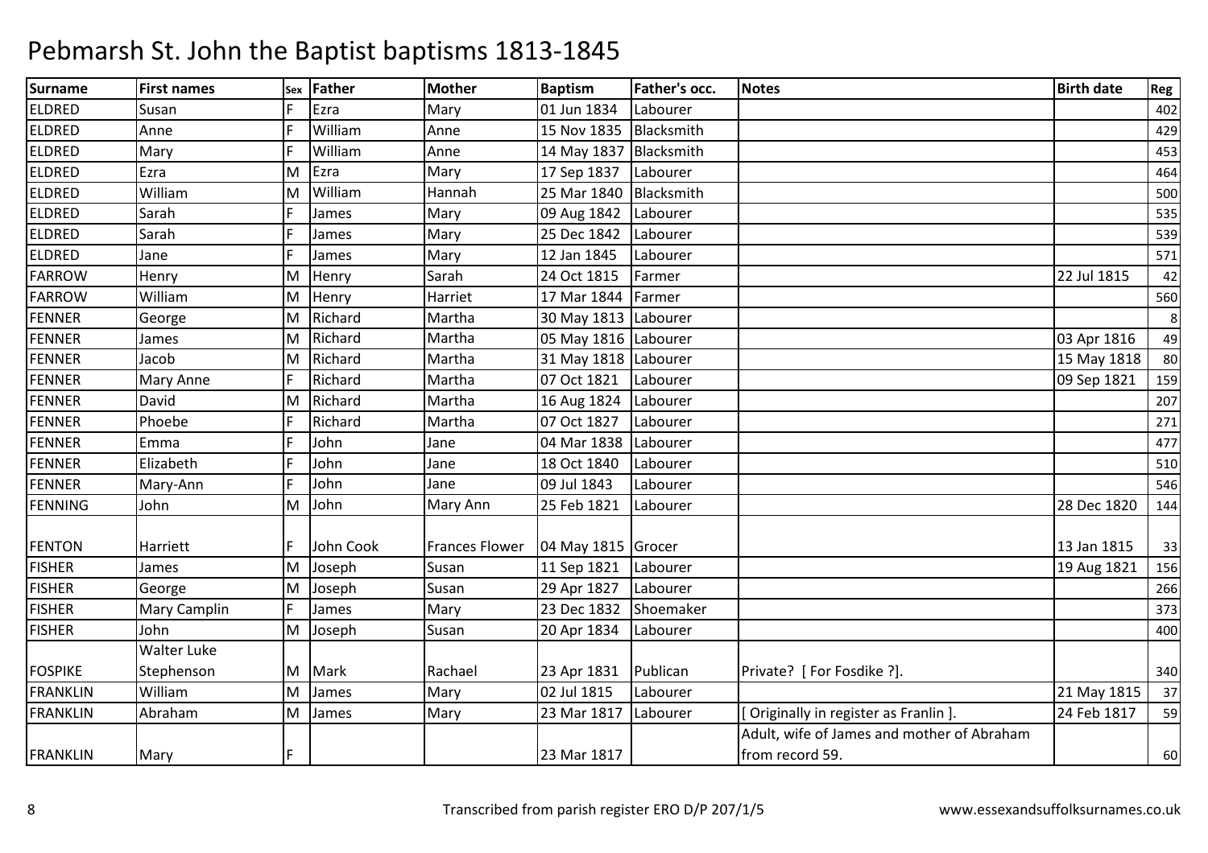# Pebmarsh St. John the Baptist baptisms 1813-1845

| Surname | First names | Sex | Father | Mother | Baptism | Father's occ. | Notes | Birth date | Reg |
|---|---|---|---|---|---|---|---|---|---|
| ELDRED | Susan | F | Ezra | Mary | 01 Jun 1834 | Labourer | | | 402 |
| ELDRED | Anne | F | William | Anne | 15 Nov 1835 | Blacksmith | | | 429 |
| ELDRED | Mary | F | William | Anne | 14 May 1837 | Blacksmith | | | 453 |
| ELDRED | Ezra | M | Ezra | Mary | 17 Sep 1837 | Labourer | | | 464 |
| ELDRED | William | M | William | Hannah | 25 Mar 1840 | Blacksmith | | | 500 |
| ELDRED | Sarah | F | James | Mary | 09 Aug 1842 | Labourer | | | 535 |
| ELDRED | Sarah | F | James | Mary | 25 Dec 1842 | Labourer | | | 539 |
| ELDRED | Jane | F | James | Mary | 12 Jan 1845 | Labourer | | | 571 |
| FARROW | Henry | M | Henry | Sarah | 24 Oct 1815 | Farmer | | 22 Jul 1815 | 42 |
| FARROW | William | M | Henry | Harriet | 17 Mar 1844 | Farmer | | | 560 |
| FENNER | George | M | Richard | Martha | 30 May 1813 | Labourer | | | 8 |
| FENNER | James | M | Richard | Martha | 05 May 1816 | Labourer | | 03 Apr 1816 | 49 |
| FENNER | Jacob | M | Richard | Martha | 31 May 1818 | Labourer | | 15 May 1818 | 80 |
| FENNER | Mary Anne | F | Richard | Martha | 07 Oct 1821 | Labourer | | 09 Sep 1821 | 159 |
| FENNER | David | M | Richard | Martha | 16 Aug 1824 | Labourer | | | 207 |
| FENNER | Phoebe | F | Richard | Martha | 07 Oct 1827 | Labourer | | | 271 |
| FENNER | Emma | F | John | Jane | 04 Mar 1838 | Labourer | | | 477 |
| FENNER | Elizabeth | F | John | Jane | 18 Oct 1840 | Labourer | | | 510 |
| FENNER | Mary-Ann | F | John | Jane | 09 Jul 1843 | Labourer | | | 546 |
| FENNING | John | M | John | Mary Ann | 25 Feb 1821 | Labourer | | 28 Dec 1820 | 144 |
| FENTON | Harriett | F | John Cook | Frances Flower | 04 May 1815 | Grocer | | 13 Jan 1815 | 33 |
| FISHER | James | M | Joseph | Susan | 11 Sep 1821 | Labourer | | 19 Aug 1821 | 156 |
| FISHER | George | M | Joseph | Susan | 29 Apr 1827 | Labourer | | | 266 |
| FISHER | Mary Camplin | F | James | Mary | 23 Dec 1832 | Shoemaker | | | 373 |
| FISHER | John | M | Joseph | Susan | 20 Apr 1834 | Labourer | | | 400 |
| FOSPIKE | Walter Luke Stephenson | M | Mark | Rachael | 23 Apr 1831 | Publican | Private? [ For Fosdike ?]. | | 340 |
| FRANKLIN | William | M | James | Mary | 02 Jul 1815 | Labourer | | 21 May 1815 | 37 |
| FRANKLIN | Abraham | M | James | Mary | 23 Mar 1817 | Labourer | [ Originally in register as Franlin ]. | 24 Feb 1817 | 59 |
| FRANKLIN | Mary | F | | | 23 Mar 1817 | | Adult, wife of James and mother of Abraham from record 59. | | 60 |

Transcribed from parish register ERO D/P 207/1/5 www.essexandsuffolksurnames.co.uk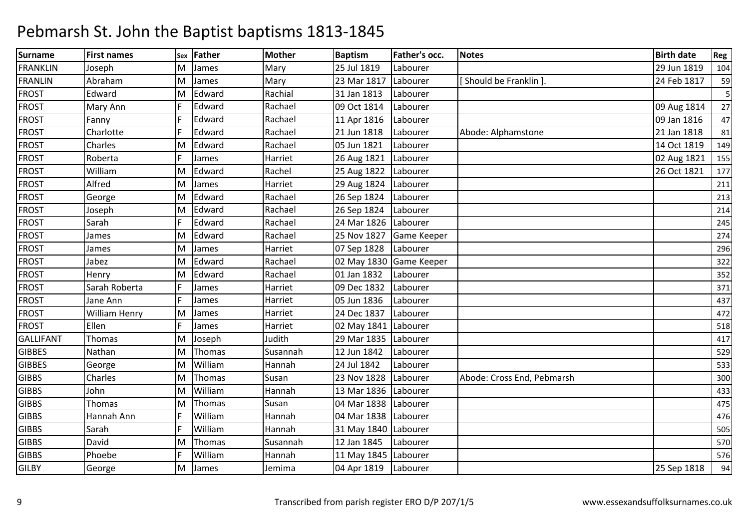# Pebmarsh St. John the Baptist baptisms 1813-1845

| Surname | First names | Sex | Father | Mother | Baptism | Father's occ. | Notes | Birth date | Reg |
|---|---|---|---|---|---|---|---|---|---|
| FRANKLIN | Joseph | M | James | Mary | 25 Jul 1819 | Labourer | | 29 Jun 1819 | 104 |
| FRANLIN | Abraham | M | James | Mary | 23 Mar 1817 | Labourer | [ Should be Franklin ]. | 24 Feb 1817 | 59 |
| FROST | Edward | M | Edward | Rachial | 31 Jan 1813 | Labourer | | | 5 |
| FROST | Mary Ann | F | Edward | Rachael | 09 Oct 1814 | Labourer | | 09 Aug 1814 | 27 |
| FROST | Fanny | F | Edward | Rachael | 11 Apr 1816 | Labourer | | 09 Jan 1816 | 47 |
| FROST | Charlotte | F | Edward | Rachael | 21 Jun 1818 | Labourer | Abode: Alphamstone | 21 Jan 1818 | 81 |
| FROST | Charles | M | Edward | Rachael | 05 Jun 1821 | Labourer | | 14 Oct 1819 | 149 |
| FROST | Roberta | F | James | Harriet | 26 Aug 1821 | Labourer | | 02 Aug 1821 | 155 |
| FROST | William | M | Edward | Rachel | 25 Aug 1822 | Labourer | | 26 Oct 1821 | 177 |
| FROST | Alfred | M | James | Harriet | 29 Aug 1824 | Labourer | | | 211 |
| FROST | George | M | Edward | Rachael | 26 Sep 1824 | Labourer | | | 213 |
| FROST | Joseph | M | Edward | Rachael | 26 Sep 1824 | Labourer | | | 214 |
| FROST | Sarah | F | Edward | Rachael | 24 Mar 1826 | Labourer | | | 245 |
| FROST | James | M | Edward | Rachael | 25 Nov 1827 | Game Keeper | | | 274 |
| FROST | James | M | James | Harriet | 07 Sep 1828 | Labourer | | | 296 |
| FROST | Jabez | M | Edward | Rachael | 02 May 1830 | Game Keeper | | | 322 |
| FROST | Henry | M | Edward | Rachael | 01 Jan 1832 | Labourer | | | 352 |
| FROST | Sarah Roberta | F | James | Harriet | 09 Dec 1832 | Labourer | | | 371 |
| FROST | Jane Ann | F | James | Harriet | 05 Jun 1836 | Labourer | | | 437 |
| FROST | William Henry | M | James | Harriet | 24 Dec 1837 | Labourer | | | 472 |
| FROST | Ellen | F | James | Harriet | 02 May 1841 | Labourer | | | 518 |
| GALLIFANT | Thomas | M | Joseph | Judith | 29 Mar 1835 | Labourer | | | 417 |
| GIBBES | Nathan | M | Thomas | Susannah | 12 Jun 1842 | Labourer | | | 529 |
| GIBBES | George | M | William | Hannah | 24 Jul 1842 | Labourer | | | 533 |
| GIBBS | Charles | M | Thomas | Susan | 23 Nov 1828 | Labourer | Abode: Cross End, Pebmarsh | | 300 |
| GIBBS | John | M | William | Hannah | 13 Mar 1836 | Labourer | | | 433 |
| GIBBS | Thomas | M | Thomas | Susan | 04 Mar 1838 | Labourer | | | 475 |
| GIBBS | Hannah Ann | F | William | Hannah | 04 Mar 1838 | Labourer | | | 476 |
| GIBBS | Sarah | F | William | Hannah | 31 May 1840 | Labourer | | | 505 |
| GIBBS | David | M | Thomas | Susannah | 12 Jan 1845 | Labourer | | | 570 |
| GIBBS | Phoebe | F | William | Hannah | 11 May 1845 | Labourer | | | 576 |
| GILBY | George | M | James | Jemima | 04 Apr 1819 | Labourer | | 25 Sep 1818 | 94 |

Transcribed from parish register ERO D/P 207/1/5 www.essexandsuffolksurnames.co.uk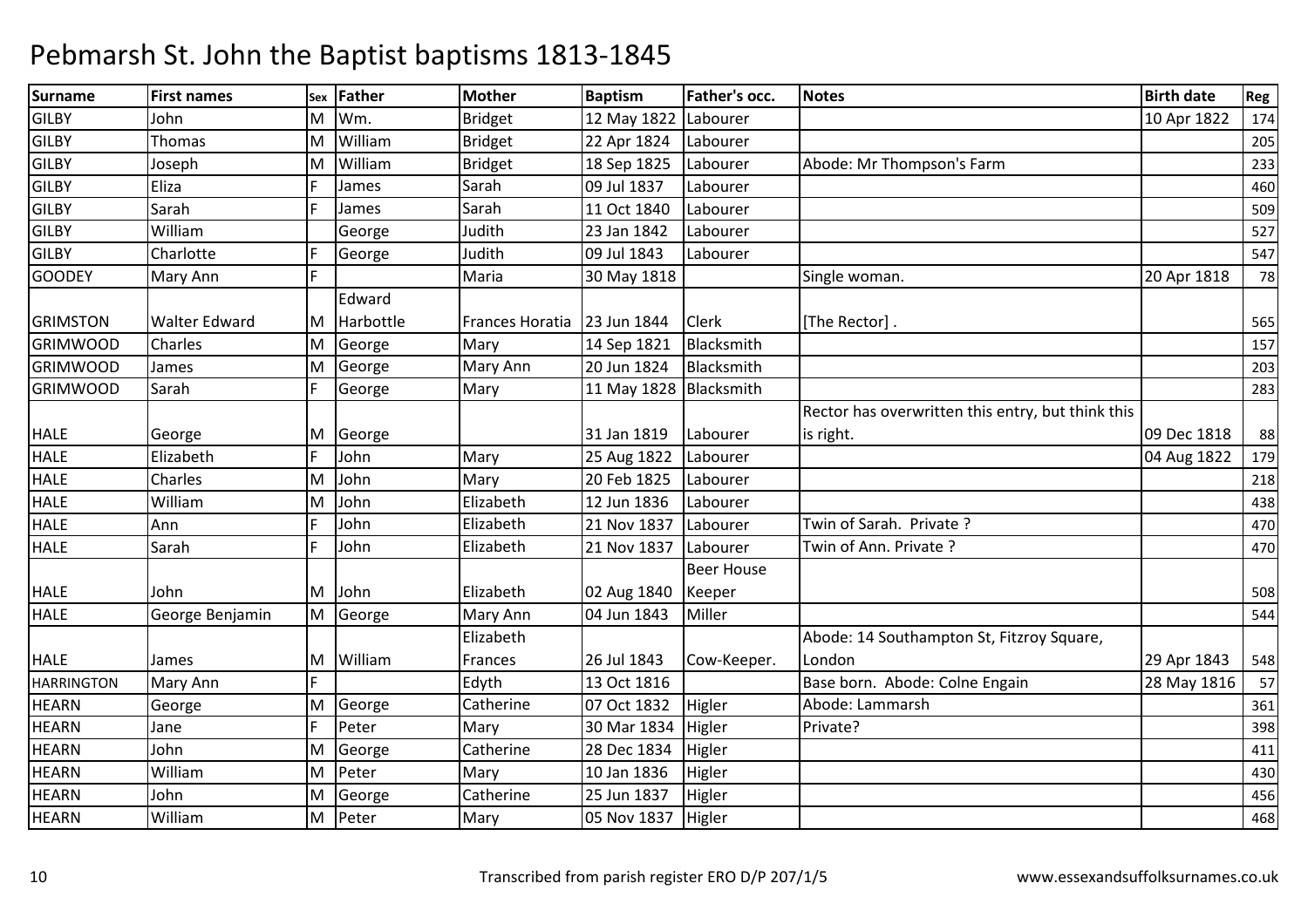# Pebmarsh St. John the Baptist baptisms 1813-1845

| Surname | First names | Sex | Father | Mother | Baptism | Father's occ. | Notes | Birth date | Reg |
|---|---|---|---|---|---|---|---|---|---|
| GILBY | John | M | Wm. | Bridget | 12 May 1822 | Labourer | | 10 Apr 1822 | 174 |
| GILBY | Thomas | M | William | Bridget | 22 Apr 1824 | Labourer | | | 205 |
| GILBY | Joseph | M | William | Bridget | 18 Sep 1825 | Labourer | Abode: Mr Thompson's Farm | | 233 |
| GILBY | Eliza | F | James | Sarah | 09 Jul 1837 | Labourer | | | 460 |
| GILBY | Sarah | F | James | Sarah | 11 Oct 1840 | Labourer | | | 509 |
| GILBY | William | | George | Judith | 23 Jan 1842 | Labourer | | | 527 |
| GILBY | Charlotte | F | George | Judith | 09 Jul 1843 | Labourer | | | 547 |
| GOODEY | Mary Ann | F | | Maria | 30 May 1818 | | Single woman. | 20 Apr 1818 | 78 |
| GRIMSTON | Walter Edward | M | Edward Harbottle | Frances Horatia | 23 Jun 1844 | Clerk | [The Rector] . | | 565 |
| GRIMWOOD | Charles | M | George | Mary | 14 Sep 1821 | Blacksmith | | | 157 |
| GRIMWOOD | James | M | George | Mary Ann | 20 Jun 1824 | Blacksmith | | | 203 |
| GRIMWOOD | Sarah | F | George | Mary | 11 May 1828 | Blacksmith | | | 283 |
| HALE | George | M | George | | 31 Jan 1819 | Labourer | Rector has overwritten this entry, but think this is right. | 09 Dec 1818 | 88 |
| HALE | Elizabeth | F | John | Mary | 25 Aug 1822 | Labourer | | 04 Aug 1822 | 179 |
| HALE | Charles | M | John | Mary | 20 Feb 1825 | Labourer | | | 218 |
| HALE | William | M | John | Elizabeth | 12 Jun 1836 | Labourer | | | 438 |
| HALE | Ann | F | John | Elizabeth | 21 Nov 1837 | Labourer | Twin of Sarah. Private ? | | 470 |
| HALE | Sarah | F | John | Elizabeth | 21 Nov 1837 | Labourer | Twin of Ann. Private ? | | 470 |
| HALE | John | M | John | Elizabeth | 02 Aug 1840 | Beer House Keeper | | | 508 |
| HALE | George Benjamin | M | George | Mary Ann | 04 Jun 1843 | Miller | | | 544 |
| HALE | James | M | William | Elizabeth Frances | 26 Jul 1843 | Cow-Keeper. | Abode: 14 Southampton St, Fitzroy Square, London | 29 Apr 1843 | 548 |
| HARRINGTON | Mary Ann | F | | Edyth | 13 Oct 1816 | | Base born. Abode: Colne Engain | 28 May 1816 | 57 |
| HEARN | George | M | George | Catherine | 07 Oct 1832 | Higler | Abode: Lammarsh | | 361 |
| HEARN | Jane | F | Peter | Mary | 30 Mar 1834 | Higler | Private? | | 398 |
| HEARN | John | M | George | Catherine | 28 Dec 1834 | Higler | | | 411 |
| HEARN | William | M | Peter | Mary | 10 Jan 1836 | Higler | | | 430 |
| HEARN | John | M | George | Catherine | 25 Jun 1837 | Higler | | | 456 |
| HEARN | William | M | Peter | Mary | 05 Nov 1837 | Higler | | | 468 |

Transcribed from parish register ERO D/P 207/1/5 www.essexandsuffolksurnames.co.uk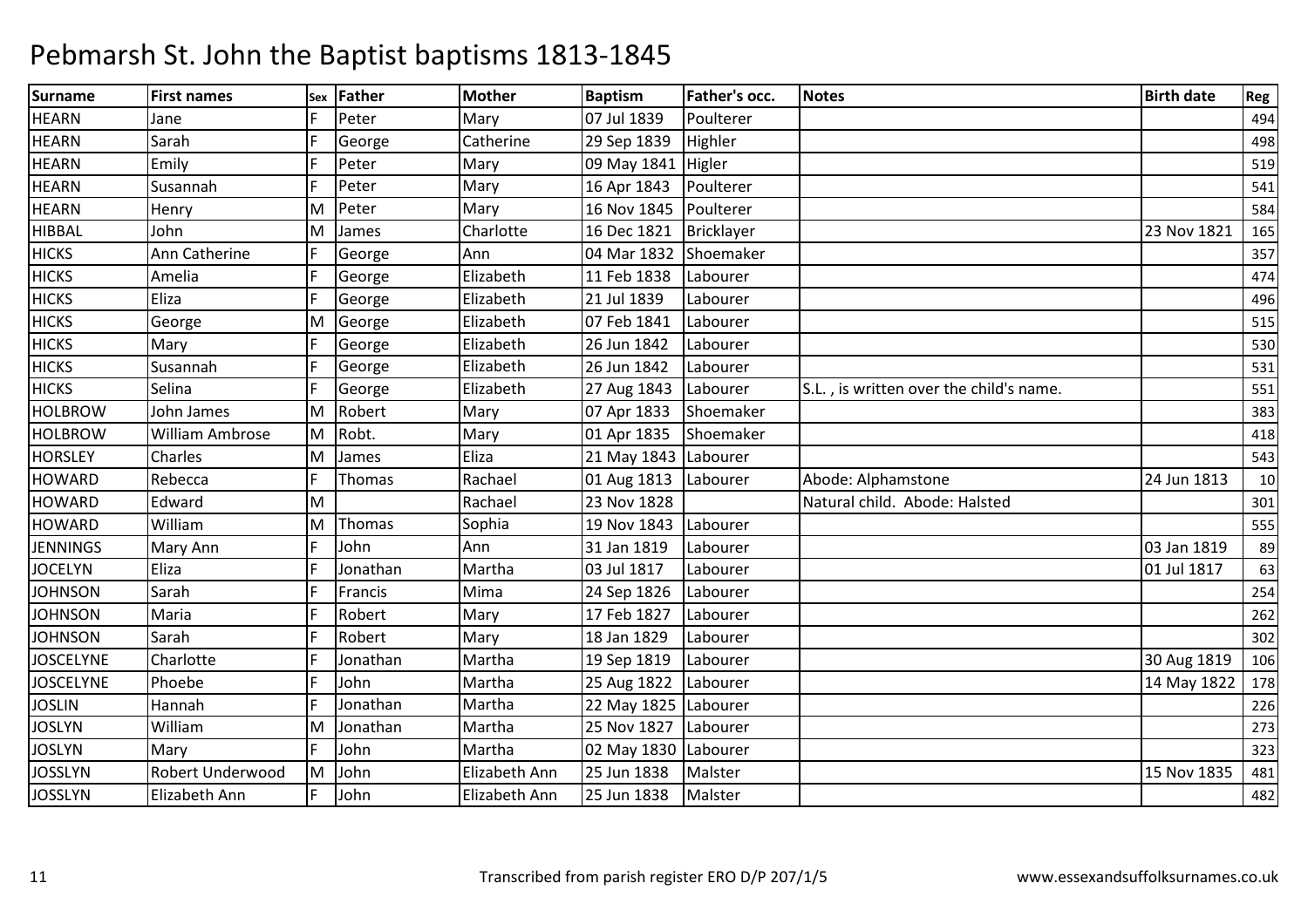# Pebmarsh St. John the Baptist baptisms 1813-1845

| Surname | First names | Sex | Father | Mother | Baptism | Father's occ. | Notes | Birth date | Reg |
|---|---|---|---|---|---|---|---|---|---|
| HEARN | Jane | F | Peter | Mary | 07 Jul 1839 | Poulterer | | | 494 |
| HEARN | Sarah | F | George | Catherine | 29 Sep 1839 | Highler | | | 498 |
| HEARN | Emily | F | Peter | Mary | 09 May 1841 | Higler | | | 519 |
| HEARN | Susannah | F | Peter | Mary | 16 Apr 1843 | Poulterer | | | 541 |
| HEARN | Henry | M | Peter | Mary | 16 Nov 1845 | Poulterer | | | 584 |
| HIBBAL | John | M | James | Charlotte | 16 Dec 1821 | Bricklayer | | 23 Nov 1821 | 165 |
| HICKS | Ann Catherine | F | George | Ann | 04 Mar 1832 | Shoemaker | | | 357 |
| HICKS | Amelia | F | George | Elizabeth | 11 Feb 1838 | Labourer | | | 474 |
| HICKS | Eliza | F | George | Elizabeth | 21 Jul 1839 | Labourer | | | 496 |
| HICKS | George | M | George | Elizabeth | 07 Feb 1841 | Labourer | | | 515 |
| HICKS | Mary | F | George | Elizabeth | 26 Jun 1842 | Labourer | | | 530 |
| HICKS | Susannah | F | George | Elizabeth | 26 Jun 1842 | Labourer | | | 531 |
| HICKS | Selina | F | George | Elizabeth | 27 Aug 1843 | Labourer | S.L. , is written over the child's name. | | 551 |
| HOLBROW | John James | M | Robert | Mary | 07 Apr 1833 | Shoemaker | | | 383 |
| HOLBROW | William Ambrose | M | Robt. | Mary | 01 Apr 1835 | Shoemaker | | | 418 |
| HORSLEY | Charles | M | James | Eliza | 21 May 1843 | Labourer | | | 543 |
| HOWARD | Rebecca | F | Thomas | Rachael | 01 Aug 1813 | Labourer | Abode: Alphamstone | 24 Jun 1813 | 10 |
| HOWARD | Edward | M | | Rachael | 23 Nov 1828 | | Natural child. Abode: Halsted | | 301 |
| HOWARD | William | M | Thomas | Sophia | 19 Nov 1843 | Labourer | | | 555 |
| JENNINGS | Mary Ann | F | John | Ann | 31 Jan 1819 | Labourer | | 03 Jan 1819 | 89 |
| JOCELYN | Eliza | F | Jonathan | Martha | 03 Jul 1817 | Labourer | | 01 Jul 1817 | 63 |
| JOHNSON | Sarah | F | Francis | Mima | 24 Sep 1826 | Labourer | | | 254 |
| JOHNSON | Maria | F | Robert | Mary | 17 Feb 1827 | Labourer | | | 262 |
| JOHNSON | Sarah | F | Robert | Mary | 18 Jan 1829 | Labourer | | | 302 |
| JOSCELYNE | Charlotte | F | Jonathan | Martha | 19 Sep 1819 | Labourer | | 30 Aug 1819 | 106 |
| JOSCELYNE | Phoebe | F | John | Martha | 25 Aug 1822 | Labourer | | 14 May 1822 | 178 |
| JOSLIN | Hannah | F | Jonathan | Martha | 22 May 1825 | Labourer | | | 226 |
| JOSLYN | William | M | Jonathan | Martha | 25 Nov 1827 | Labourer | | | 273 |
| JOSLYN | Mary | F | John | Martha | 02 May 1830 | Labourer | | | 323 |
| JOSSLYN | Robert Underwood | M | John | Elizabeth Ann | 25 Jun 1838 | Malster | | 15 Nov 1835 | 481 |
| JOSSLYN | Elizabeth Ann | F | John | Elizabeth Ann | 25 Jun 1838 | Malster | | | 482 |

Transcribed from parish register ERO D/P 207/1/5 www.essexandsuffolksurnames.co.uk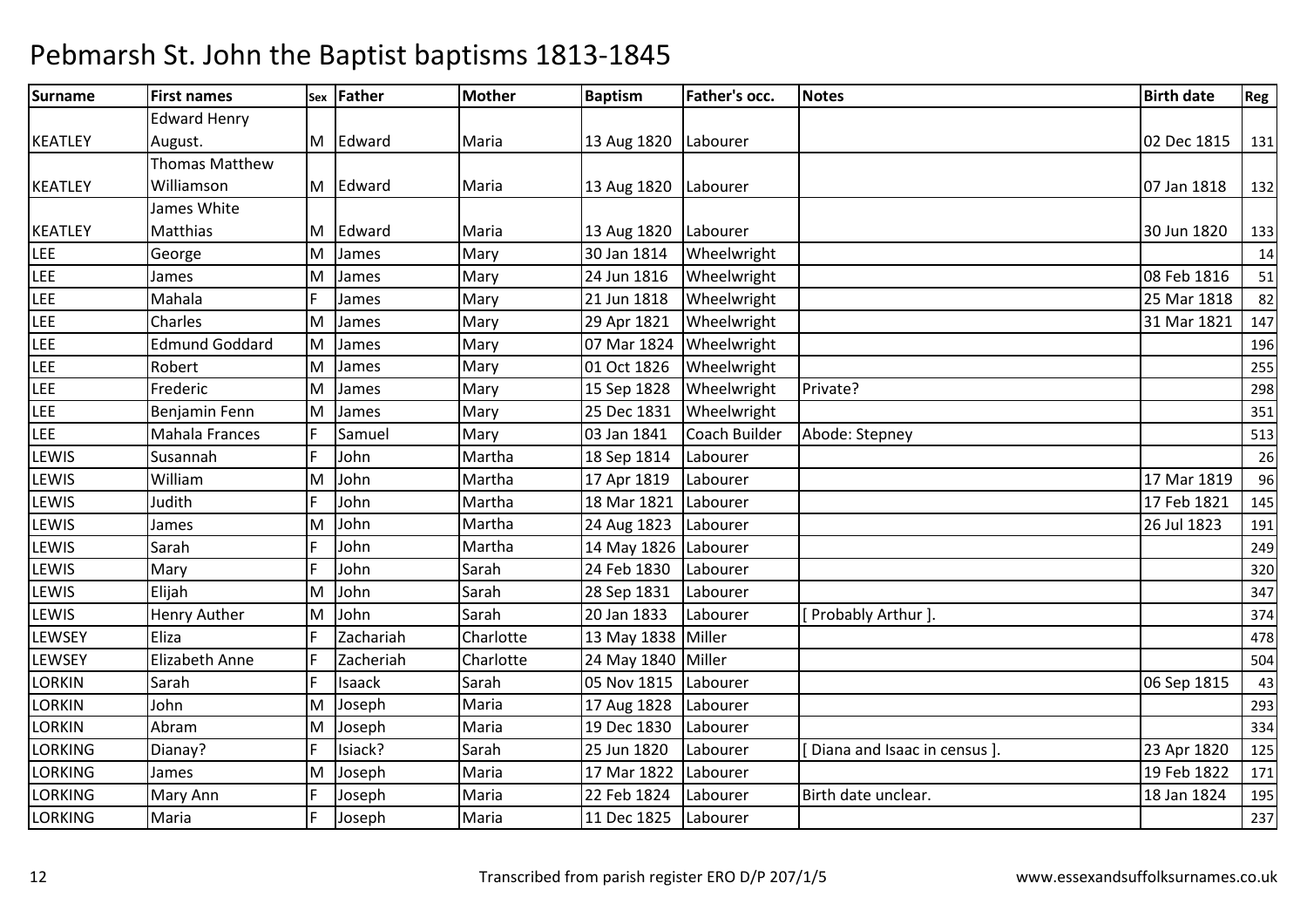# Pebmarsh St. John the Baptist baptisms 1813-1845

| Surname | First names | Sex | Father | Mother | Baptism | Father's occ. | Notes | Birth date | Reg |
|---|---|---|---|---|---|---|---|---|---|
| KEATLEY | Edward Henry August. | M | Edward | Maria | 13 Aug 1820 | Labourer | | 02 Dec 1815 | 131 |
| KEATLEY | Thomas Matthew Williamson | M | Edward | Maria | 13 Aug 1820 | Labourer | | 07 Jan 1818 | 132 |
| KEATLEY | James White Matthias | M | Edward | Maria | 13 Aug 1820 | Labourer | | 30 Jun 1820 | 133 |
| LEE | George | M | James | Mary | 30 Jan 1814 | Wheelwright | | | 14 |
| LEE | James | M | James | Mary | 24 Jun 1816 | Wheelwright | | 08 Feb 1816 | 51 |
| LEE | Mahala | F | James | Mary | 21 Jun 1818 | Wheelwright | | 25 Mar 1818 | 82 |
| LEE | Charles | M | James | Mary | 29 Apr 1821 | Wheelwright | | 31 Mar 1821 | 147 |
| LEE | Edmund Goddard | M | James | Mary | 07 Mar 1824 | Wheelwright | | | 196 |
| LEE | Robert | M | James | Mary | 01 Oct 1826 | Wheelwright | | | 255 |
| LEE | Frederic | M | James | Mary | 15 Sep 1828 | Wheelwright | Private? | | 298 |
| LEE | Benjamin Fenn | M | James | Mary | 25 Dec 1831 | Wheelwright | | | 351 |
| LEE | Mahala Frances | F | Samuel | Mary | 03 Jan 1841 | Coach Builder | Abode: Stepney | | 513 |
| LEWIS | Susannah | F | John | Martha | 18 Sep 1814 | Labourer | | | 26 |
| LEWIS | William | M | John | Martha | 17 Apr 1819 | Labourer | | 17 Mar 1819 | 96 |
| LEWIS | Judith | F | John | Martha | 18 Mar 1821 | Labourer | | 17 Feb 1821 | 145 |
| LEWIS | James | M | John | Martha | 24 Aug 1823 | Labourer | | 26 Jul 1823 | 191 |
| LEWIS | Sarah | F | John | Martha | 14 May 1826 | Labourer | | | 249 |
| LEWIS | Mary | F | John | Sarah | 24 Feb 1830 | Labourer | | | 320 |
| LEWIS | Elijah | M | John | Sarah | 28 Sep 1831 | Labourer | | | 347 |
| LEWIS | Henry Auther | M | John | Sarah | 20 Jan 1833 | Labourer | [ Probably Arthur ]. | | 374 |
| LEWSEY | Eliza | F | Zachariah | Charlotte | 13 May 1838 | Miller | | | 478 |
| LEWSEY | Elizabeth Anne | F | Zacheriah | Charlotte | 24 May 1840 | Miller | | | 504 |
| LORKIN | Sarah | F | Isaack | Sarah | 05 Nov 1815 | Labourer | | 06 Sep 1815 | 43 |
| LORKIN | John | M | Joseph | Maria | 17 Aug 1828 | Labourer | | | 293 |
| LORKIN | Abram | M | Joseph | Maria | 19 Dec 1830 | Labourer | | | 334 |
| LORKING | Dianay? | F | Isiack? | Sarah | 25 Jun 1820 | Labourer | [ Diana and Isaac in census ]. | 23 Apr 1820 | 125 |
| LORKING | James | M | Joseph | Maria | 17 Mar 1822 | Labourer | | 19 Feb 1822 | 171 |
| LORKING | Mary Ann | F | Joseph | Maria | 22 Feb 1824 | Labourer | Birth date unclear. | 18 Jan 1824 | 195 |
| LORKING | Maria | F | Joseph | Maria | 11 Dec 1825 | Labourer | | | 237 |

Transcribed from parish register ERO D/P 207/1/5 www.essexandsuffolksurnames.co.uk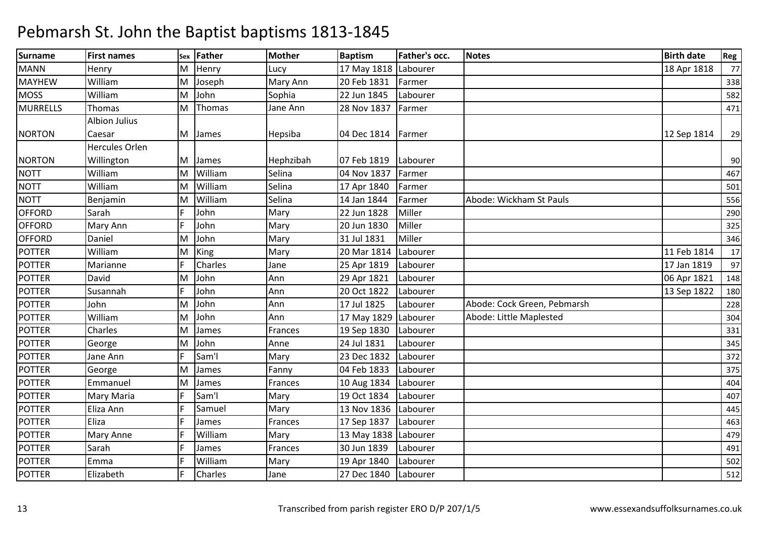# Pebmarsh St. John the Baptist baptisms 1813-1845

| Surname | First names | Sex | Father | Mother | Baptism | Father's occ. | Notes | Birth date | Reg |
|---|---|---|---|---|---|---|---|---|---|
| MANN | Henry | M | Henry | Lucy | 17 May 1818 | Labourer | | 18 Apr 1818 | 77 |
| MAYHEW | William | M | Joseph | Mary Ann | 20 Feb 1831 | Farmer | | | 338 |
| MOSS | William | M | John | Sophia | 22 Jun 1845 | Labourer | | | 582 |
| MURRELLS | Thomas | M | Thomas | Jane Ann | 28 Nov 1837 | Farmer | | | 471 |
| NORTON | Albion Julius Caesar | M | James | Hepsiba | 04 Dec 1814 | Farmer | | 12 Sep 1814 | 29 |
| NORTON | Hercules Orlen Willington | M | James | Hephzibah | 07 Feb 1819 | Labourer | | | 90 |
| NOTT | William | M | William | Selina | 04 Nov 1837 | Farmer | | | 467 |
| NOTT | William | M | William | Selina | 17 Apr 1840 | Farmer | | | 501 |
| NOTT | Benjamin | M | William | Selina | 14 Jan 1844 | Farmer | Abode: Wickham St Pauls | | 556 |
| OFFORD | Sarah | F | John | Mary | 22 Jun 1828 | Miller | | | 290 |
| OFFORD | Mary Ann | F | John | Mary | 20 Jun 1830 | Miller | | | 325 |
| OFFORD | Daniel | M | John | Mary | 31 Jul 1831 | Miller | | | 346 |
| POTTER | William | M | King | Mary | 20 Mar 1814 | Labourer | | 11 Feb 1814 | 17 |
| POTTER | Marianne | F | Charles | Jane | 25 Apr 1819 | Labourer | | 17 Jan 1819 | 97 |
| POTTER | David | M | John | Ann | 29 Apr 1821 | Labourer | | 06 Apr 1821 | 148 |
| POTTER | Susannah | F | John | Ann | 20 Oct 1822 | Labourer | | 13 Sep 1822 | 180 |
| POTTER | John | M | John | Ann | 17 Jul 1825 | Labourer | Abode: Cock Green, Pebmarsh | | 228 |
| POTTER | William | M | John | Ann | 17 May 1829 | Labourer | Abode: Little Maplested | | 304 |
| POTTER | Charles | M | James | Frances | 19 Sep 1830 | Labourer | | | 331 |
| POTTER | George | M | John | Anne | 24 Jul 1831 | Labourer | | | 345 |
| POTTER | Jane Ann | F | Sam'l | Mary | 23 Dec 1832 | Labourer | | | 372 |
| POTTER | George | M | James | Fanny | 04 Feb 1833 | Labourer | | | 375 |
| POTTER | Emmanuel | M | James | Frances | 10 Aug 1834 | Labourer | | | 404 |
| POTTER | Mary Maria | F | Sam'l | Mary | 19 Oct 1834 | Labourer | | | 407 |
| POTTER | Eliza Ann | F | Samuel | Mary | 13 Nov 1836 | Labourer | | | 445 |
| POTTER | Eliza | F | James | Frances | 17 Sep 1837 | Labourer | | | 463 |
| POTTER | Mary Anne | F | William | Mary | 13 May 1838 | Labourer | | | 479 |
| POTTER | Sarah | F | James | Frances | 30 Jun 1839 | Labourer | | | 491 |
| POTTER | Emma | F | William | Mary | 19 Apr 1840 | Labourer | | | 502 |
| POTTER | Elizabeth | F | Charles | Jane | 27 Dec 1840 | Labourer | | | 512 |

Transcribed from parish register ERO D/P 207/1/5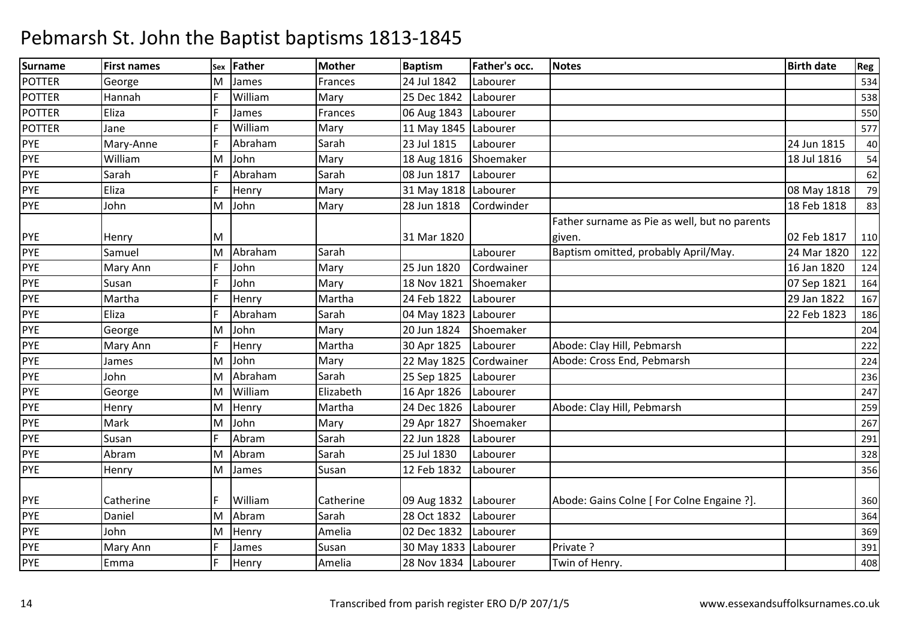# Pebmarsh St. John the Baptist baptisms 1813-1845

| Surname | First names | Sex | Father | Mother | Baptism | Father's occ. | Notes | Birth date | Reg |
|---|---|---|---|---|---|---|---|---|---|
| POTTER | George | M | James | Frances | 24 Jul 1842 | Labourer | | | 534 |
| POTTER | Hannah | F | William | Mary | 25 Dec 1842 | Labourer | | | 538 |
| POTTER | Eliza | F | James | Frances | 06 Aug 1843 | Labourer | | | 550 |
| POTTER | Jane | F | William | Mary | 11 May 1845 | Labourer | | | 577 |
| PYE | Mary-Anne | F | Abraham | Sarah | 23 Jul 1815 | Labourer | | 24 Jun 1815 | 40 |
| PYE | William | M | John | Mary | 18 Aug 1816 | Shoemaker | | 18 Jul 1816 | 54 |
| PYE | Sarah | F | Abraham | Sarah | 08 Jun 1817 | Labourer | | | 62 |
| PYE | Eliza | F | Henry | Mary | 31 May 1818 | Labourer | | 08 May 1818 | 79 |
| PYE | John | M | John | Mary | 28 Jun 1818 | Cordwinder | | 18 Feb 1818 | 83 |
| PYE | Henry | M | | | 31 Mar 1820 | | Father surname as Pie as well, but no parents given. | 02 Feb 1817 | 110 |
| PYE | Samuel | M | Abraham | Sarah | | Labourer | Baptism omitted, probably April/May. | 24 Mar 1820 | 122 |
| PYE | Mary Ann | F | John | Mary | 25 Jun 1820 | Cordwainer | | 16 Jan 1820 | 124 |
| PYE | Susan | F | John | Mary | 18 Nov 1821 | Shoemaker | | 07 Sep 1821 | 164 |
| PYE | Martha | F | Henry | Martha | 24 Feb 1822 | Labourer | | 29 Jan 1822 | 167 |
| PYE | Eliza | F | Abraham | Sarah | 04 May 1823 | Labourer | | 22 Feb 1823 | 186 |
| PYE | George | M | John | Mary | 20 Jun 1824 | Shoemaker | | | 204 |
| PYE | Mary Ann | F | Henry | Martha | 30 Apr 1825 | Labourer | Abode: Clay Hill, Pebmarsh | | 222 |
| PYE | James | M | John | Mary | 22 May 1825 | Cordwainer | Abode: Cross End, Pebmarsh | | 224 |
| PYE | John | M | Abraham | Sarah | 25 Sep 1825 | Labourer | | | 236 |
| PYE | George | M | William | Elizabeth | 16 Apr 1826 | Labourer | | | 247 |
| PYE | Henry | M | Henry | Martha | 24 Dec 1826 | Labourer | Abode: Clay Hill, Pebmarsh | | 259 |
| PYE | Mark | M | John | Mary | 29 Apr 1827 | Shoemaker | | | 267 |
| PYE | Susan | F | Abram | Sarah | 22 Jun 1828 | Labourer | | | 291 |
| PYE | Abram | M | Abram | Sarah | 25 Jul 1830 | Labourer | | | 328 |
| PYE | Henry | M | James | Susan | 12 Feb 1832 | Labourer | | | 356 |
| PYE | Catherine | F | William | Catherine | 09 Aug 1832 | Labourer | Abode: Gains Colne [ For Colne Engaine ?]. | | 360 |
| PYE | Daniel | M | Abram | Sarah | 28 Oct 1832 | Labourer | | | 364 |
| PYE | John | M | Henry | Amelia | 02 Dec 1832 | Labourer | | | 369 |
| PYE | Mary Ann | F | James | Susan | 30 May 1833 | Labourer | Private ? | | 391 |
| PYE | Emma | F | Henry | Amelia | 28 Nov 1834 | Labourer | Twin of Henry. | | 408 |

Transcribed from parish register ERO D/P 207/1/5 www.essexandsuffolksurnames.co.uk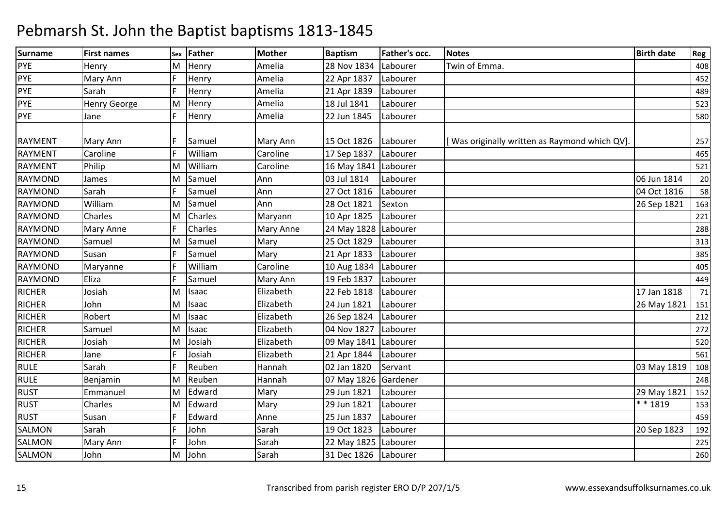# Pebmarsh St. John the Baptist baptisms 1813-1845

| Surname | First names | Sex | Father | Mother | Baptism | Father's occ. | Notes | Birth date | Reg |
|---|---|---|---|---|---|---|---|---|---|
| PYE | Henry | M | Henry | Amelia | 28 Nov 1834 | Labourer | Twin of Emma. | | 408 |
| PYE | Mary Ann | F | Henry | Amelia | 22 Apr 1837 | Labourer | | | 452 |
| PYE | Sarah | F | Henry | Amelia | 21 Apr 1839 | Labourer | | | 489 |
| PYE | Henry George | M | Henry | Amelia | 18 Jul 1841 | Labourer | | | 523 |
| PYE | Jane | F | Henry | Amelia | 22 Jun 1845 | Labourer | | | 580 |
| RAYMENT | Mary Ann | F | Samuel | Mary Ann | 15 Oct 1826 | Labourer | [ Was originally written as Raymond which QV]. | | 257 |
| RAYMENT | Caroline | F | William | Caroline | 17 Sep 1837 | Labourer | | | 465 |
| RAYMENT | Philip | M | William | Caroline | 16 May 1841 | Labourer | | | 521 |
| RAYMOND | James | M | Samuel | Ann | 03 Jul 1814 | Labourer | | 06 Jun 1814 | 20 |
| RAYMOND | Sarah | F | Samuel | Ann | 27 Oct 1816 | Labourer | | 04 Oct 1816 | 58 |
| RAYMOND | William | M | Samuel | Ann | 28 Oct 1821 | Sexton | | 26 Sep 1821 | 163 |
| RAYMOND | Charles | M | Charles | Maryann | 10 Apr 1825 | Labourer | | | 221 |
| RAYMOND | Mary Anne | F | Charles | Mary Anne | 24 May 1828 | Labourer | | | 288 |
| RAYMOND | Samuel | M | Samuel | Mary | 25 Oct 1829 | Labourer | | | 313 |
| RAYMOND | Susan | F | Samuel | Mary | 21 Apr 1833 | Labourer | | | 385 |
| RAYMOND | Maryanne | F | William | Caroline | 10 Aug 1834 | Labourer | | | 405 |
| RAYMOND | Eliza | F | Samuel | Mary Ann | 19 Feb 1837 | Labourer | | | 449 |
| RICHER | Josiah | M | Isaac | Elizabeth | 22 Feb 1818 | Labourer | | 17 Jan 1818 | 71 |
| RICHER | John | M | Isaac | Elizabeth | 24 Jun 1821 | Labourer | | 26 May 1821 | 151 |
| RICHER | Robert | M | Isaac | Elizabeth | 26 Sep 1824 | Labourer | | | 212 |
| RICHER | Samuel | M | Isaac | Elizabeth | 04 Nov 1827 | Labourer | | | 272 |
| RICHER | Josiah | M | Josiah | Elizabeth | 09 May 1841 | Labourer | | | 520 |
| RICHER | Jane | F | Josiah | Elizabeth | 21 Apr 1844 | Labourer | | | 561 |
| RULE | Sarah | F | Reuben | Hannah | 02 Jan 1820 | Servant | | 03 May 1819 | 108 |
| RULE | Benjamin | M | Reuben | Hannah | 07 May 1826 | Gardener | | | 248 |
| RUST | Emmanuel | M | Edward | Mary | 29 Jun 1821 | Labourer | | 29 May 1821 | 152 |
| RUST | Charles | M | Edward | Mary | 29 Jun 1821 | Labourer | | * * 1819 | 153 |
| RUST | Susan | F | Edward | Anne | 25 Jun 1837 | Labourer | | | 459 |
| SALMON | Sarah | F | John | Sarah | 19 Oct 1823 | Labourer | | 20 Sep 1823 | 192 |
| SALMON | Mary Ann | F | John | Sarah | 22 May 1825 | Labourer | | | 225 |
| SALMON | John | M | John | Sarah | 31 Dec 1826 | Labourer | | | 260 |

Transcribed from parish register ERO D/P 207/1/5 www.essexandsuffolksurnames.co.uk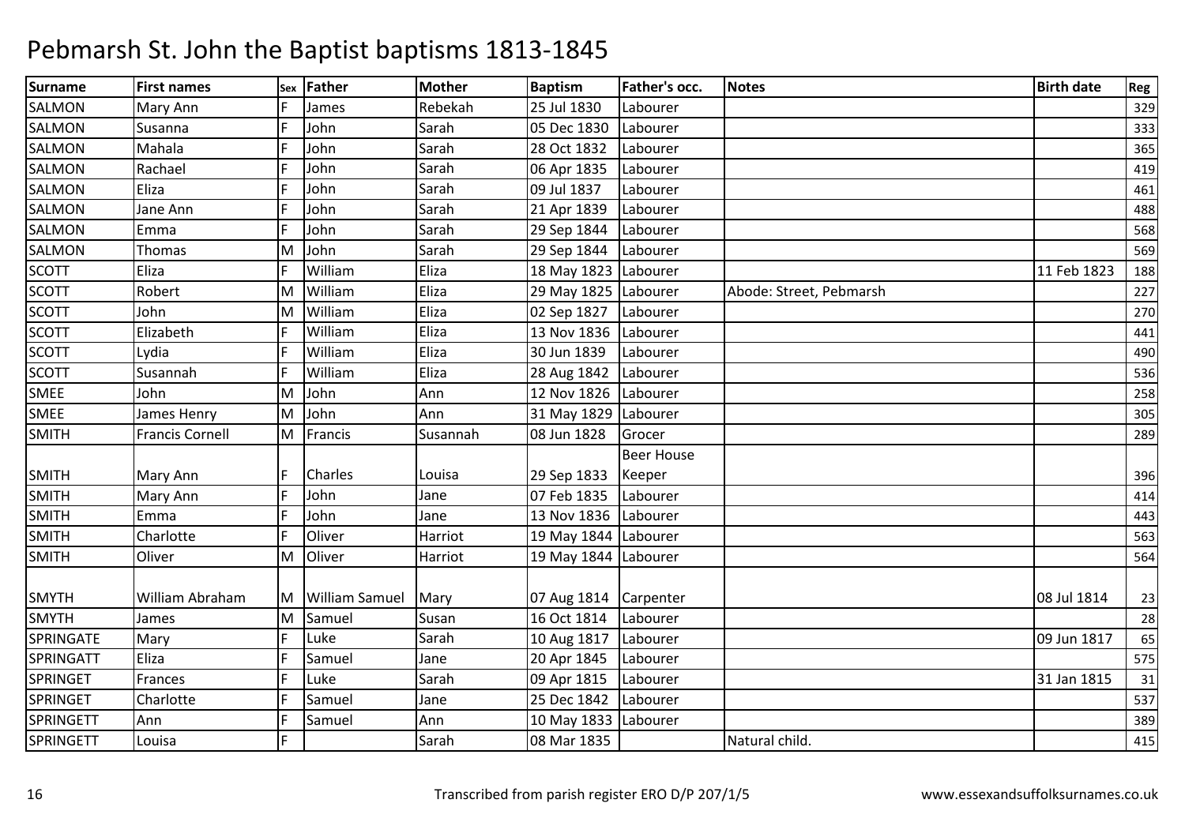# Pebmarsh St. John the Baptist baptisms 1813-1845

| Surname | First names | Sex | Father | Mother | Baptism | Father's occ. | Notes | Birth date | Reg |
|---|---|---|---|---|---|---|---|---|---|
| SALMON | Mary Ann | F | James | Rebekah | 25 Jul 1830 | Labourer | | | 329 |
| SALMON | Susanna | F | John | Sarah | 05 Dec 1830 | Labourer | | | 333 |
| SALMON | Mahala | F | John | Sarah | 28 Oct 1832 | Labourer | | | 365 |
| SALMON | Rachael | F | John | Sarah | 06 Apr 1835 | Labourer | | | 419 |
| SALMON | Eliza | F | John | Sarah | 09 Jul 1837 | Labourer | | | 461 |
| SALMON | Jane Ann | F | John | Sarah | 21 Apr 1839 | Labourer | | | 488 |
| SALMON | Emma | F | John | Sarah | 29 Sep 1844 | Labourer | | | 568 |
| SALMON | Thomas | M | John | Sarah | 29 Sep 1844 | Labourer | | | 569 |
| SCOTT | Eliza | F | William | Eliza | 18 May 1823 | Labourer | | 11 Feb 1823 | 188 |
| SCOTT | Robert | M | William | Eliza | 29 May 1825 | Labourer | Abode: Street, Pebmarsh | | 227 |
| SCOTT | John | M | William | Eliza | 02 Sep 1827 | Labourer | | | 270 |
| SCOTT | Elizabeth | F | William | Eliza | 13 Nov 1836 | Labourer | | | 441 |
| SCOTT | Lydia | F | William | Eliza | 30 Jun 1839 | Labourer | | | 490 |
| SCOTT | Susannah | F | William | Eliza | 28 Aug 1842 | Labourer | | | 536 |
| SMEE | John | M | John | Ann | 12 Nov 1826 | Labourer | | | 258 |
| SMEE | James Henry | M | John | Ann | 31 May 1829 | Labourer | | | 305 |
| SMITH | Francis Cornell | M | Francis | Susannah | 08 Jun 1828 | Grocer | | | 289 |
| SMITH | Mary Ann | F | Charles | Louisa | 29 Sep 1833 | Beer House Keeper | | | 396 |
| SMITH | Mary Ann | F | John | Jane | 07 Feb 1835 | Labourer | | | 414 |
| SMITH | Emma | F | John | Jane | 13 Nov 1836 | Labourer | | | 443 |
| SMITH | Charlotte | F | Oliver | Harriot | 19 May 1844 | Labourer | | | 563 |
| SMITH | Oliver | M | Oliver | Harriot | 19 May 1844 | Labourer | | | 564 |
| SMYTH | William Abraham | M | William Samuel | Mary | 07 Aug 1814 | Carpenter | | 08 Jul 1814 | 23 |
| SMYTH | James | M | Samuel | Susan | 16 Oct 1814 | Labourer | | | 28 |
| SPRINGATE | Mary | F | Luke | Sarah | 10 Aug 1817 | Labourer | | 09 Jun 1817 | 65 |
| SPRINGATT | Eliza | F | Samuel | Jane | 20 Apr 1845 | Labourer | | | 575 |
| SPRINGET | Frances | F | Luke | Sarah | 09 Apr 1815 | Labourer | | 31 Jan 1815 | 31 |
| SPRINGET | Charlotte | F | Samuel | Jane | 25 Dec 1842 | Labourer | | | 537 |
| SPRINGETT | Ann | F | Samuel | Ann | 10 May 1833 | Labourer | | | 389 |
| SPRINGETT | Louisa | F | | Sarah | 08 Mar 1835 | | Natural child. | | 415 |

Transcribed from parish register ERO D/P 207/1/5 www.essexandsuffolksurnames.co.uk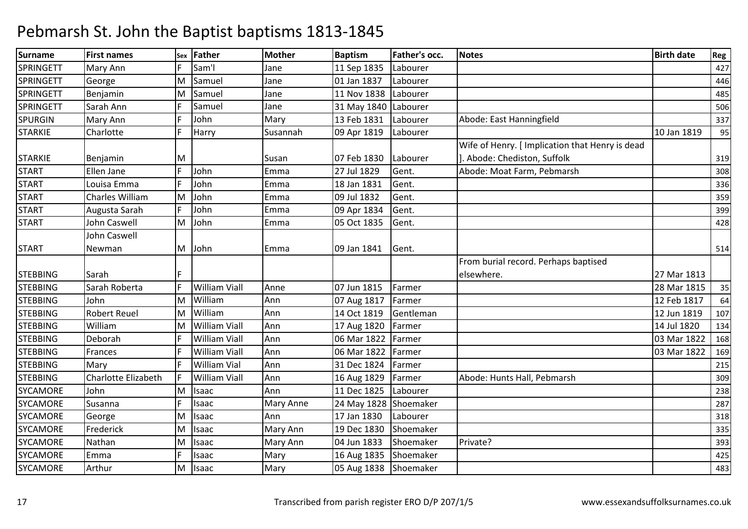# Pebmarsh St. John the Baptist baptisms 1813-1845

| Surname | First names | Sex | Father | Mother | Baptism | Father's occ. | Notes | Birth date | Reg |
|---|---|---|---|---|---|---|---|---|---|
| SPRINGETT | Mary Ann | F | Sam'l | Jane | 11 Sep 1835 | Labourer | | | 427 |
| SPRINGETT | George | M | Samuel | Jane | 01 Jan 1837 | Labourer | | | 446 |
| SPRINGETT | Benjamin | M | Samuel | Jane | 11 Nov 1838 | Labourer | | | 485 |
| SPRINGETT | Sarah Ann | F | Samuel | Jane | 31 May 1840 | Labourer | | | 506 |
| SPURGIN | Mary Ann | F | John | Mary | 13 Feb 1831 | Labourer | Abode: East Hanningfield | | 337 |
| STARKIE | Charlotte | F | Harry | Susannah | 09 Apr 1819 | Labourer | | 10 Jan 1819 | 95 |
| STARKIE | Benjamin | M | | Susan | 07 Feb 1830 | Labourer | Wife of Henry. [ Implication that Henry is dead ]. Abode: Chediston, Suffolk | | 319 |
| START | Ellen Jane | F | John | Emma | 27 Jul 1829 | Gent. | Abode: Moat Farm, Pebmarsh | | 308 |
| START | Louisa Emma | F | John | Emma | 18 Jan 1831 | Gent. | | | 336 |
| START | Charles William | M | John | Emma | 09 Jul 1832 | Gent. | | | 359 |
| START | Augusta Sarah | F | John | Emma | 09 Apr 1834 | Gent. | | | 399 |
| START | John Caswell | M | John | Emma | 05 Oct 1835 | Gent. | | | 428 |
| START | John Caswell Newman | M | John | Emma | 09 Jan 1841 | Gent. | | | 514 |
| STEBBING | Sarah | F | | | | | From burial record. Perhaps baptised elsewhere. | 27 Mar 1813 | |
| STEBBING | Sarah Roberta | F | William Viall | Anne | 07 Jun 1815 | Farmer | | 28 Mar 1815 | 35 |
| STEBBING | John | M | William | Ann | 07 Aug 1817 | Farmer | | 12 Feb 1817 | 64 |
| STEBBING | Robert Reuel | M | William | Ann | 14 Oct 1819 | Gentleman | | 12 Jun 1819 | 107 |
| STEBBING | William | M | William Viall | Ann | 17 Aug 1820 | Farmer | | 14 Jul 1820 | 134 |
| STEBBING | Deborah | F | William Viall | Ann | 06 Mar 1822 | Farmer | | 03 Mar 1822 | 168 |
| STEBBING | Frances | F | William Viall | Ann | 06 Mar 1822 | Farmer | | 03 Mar 1822 | 169 |
| STEBBING | Mary | F | William Vial | Ann | 31 Dec 1824 | Farmer | | | 215 |
| STEBBING | Charlotte Elizabeth | F | William Viall | Ann | 16 Aug 1829 | Farmer | Abode: Hunts Hall, Pebmarsh | | 309 |
| SYCAMORE | John | M | Isaac | Ann | 11 Dec 1825 | Labourer | | | 238 |
| SYCAMORE | Susanna | F | Isaac | Mary Anne | 24 May 1828 | Shoemaker | | | 287 |
| SYCAMORE | George | M | Isaac | Ann | 17 Jan 1830 | Labourer | | | 318 |
| SYCAMORE | Frederick | M | Isaac | Mary Ann | 19 Dec 1830 | Shoemaker | | | 335 |
| SYCAMORE | Nathan | M | Isaac | Mary Ann | 04 Jun 1833 | Shoemaker | Private? | | 393 |
| SYCAMORE | Emma | F | Isaac | Mary | 16 Aug 1835 | Shoemaker | | | 425 |
| SYCAMORE | Arthur | M | Isaac | Mary | 05 Aug 1838 | Shoemaker | | | 483 |

Transcribed from parish register ERO D/P 207/1/5 www.essexandsuffolksurnames.co.uk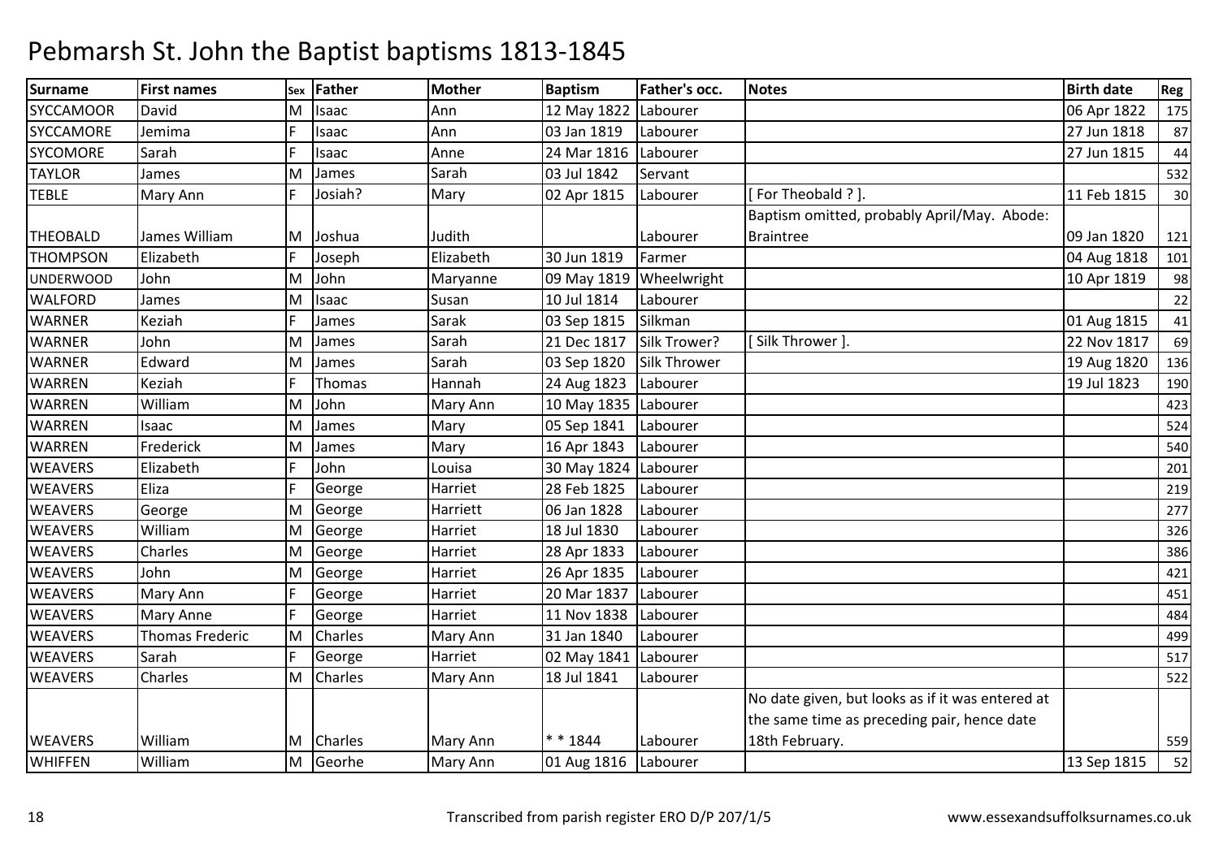# Pebmarsh St. John the Baptist baptisms 1813-1845

| Surname | First names | Sex | Father | Mother | Baptism | Father's occ. | Notes | Birth date | Reg |
|---|---|---|---|---|---|---|---|---|---|
| SYCCAMOOR | David | M | Isaac | Ann | 12 May 1822 | Labourer | | 06 Apr 1822 | 175 |
| SYCCAMORE | Jemima | F | Isaac | Ann | 03 Jan 1819 | Labourer | | 27 Jun 1818 | 87 |
| SYCOMORE | Sarah | F | Isaac | Anne | 24 Mar 1816 | Labourer | | 27 Jun 1815 | 44 |
| TAYLOR | James | M | James | Sarah | 03 Jul 1842 | Servant | | | 532 |
| TEBLE | Mary Ann | F | Josiah? | Mary | 02 Apr 1815 | Labourer | [ For Theobald ? ]. | 11 Feb 1815 | 30 |
| THEOBALD | James William | M | Joshua | Judith | | Labourer | Baptism omitted, probably April/May. Abode: Braintree | 09 Jan 1820 | 121 |
| THOMPSON | Elizabeth | F | Joseph | Elizabeth | 30 Jun 1819 | Farmer | | 04 Aug 1818 | 101 |
| UNDERWOOD | John | M | John | Maryanne | 09 May 1819 | Wheelwright | | 10 Apr 1819 | 98 |
| WALFORD | James | M | Isaac | Susan | 10 Jul 1814 | Labourer | | | 22 |
| WARNER | Keziah | F | James | Sarak | 03 Sep 1815 | Silkman | | 01 Aug 1815 | 41 |
| WARNER | John | M | James | Sarah | 21 Dec 1817 | Silk Trower? | [ Silk Thrower ]. | 22 Nov 1817 | 69 |
| WARNER | Edward | M | James | Sarah | 03 Sep 1820 | Silk Thrower | | 19 Aug 1820 | 136 |
| WARREN | Keziah | F | Thomas | Hannah | 24 Aug 1823 | Labourer | | 19 Jul 1823 | 190 |
| WARREN | William | M | John | Mary Ann | 10 May 1835 | Labourer | | | 423 |
| WARREN | Isaac | M | James | Mary | 05 Sep 1841 | Labourer | | | 524 |
| WARREN | Frederick | M | James | Mary | 16 Apr 1843 | Labourer | | | 540 |
| WEAVERS | Elizabeth | F | John | Louisa | 30 May 1824 | Labourer | | | 201 |
| WEAVERS | Eliza | F | George | Harriet | 28 Feb 1825 | Labourer | | | 219 |
| WEAVERS | George | M | George | Harriett | 06 Jan 1828 | Labourer | | | 277 |
| WEAVERS | William | M | George | Harriet | 18 Jul 1830 | Labourer | | | 326 |
| WEAVERS | Charles | M | George | Harriet | 28 Apr 1833 | Labourer | | | 386 |
| WEAVERS | John | M | George | Harriet | 26 Apr 1835 | Labourer | | | 421 |
| WEAVERS | Mary Ann | F | George | Harriet | 20 Mar 1837 | Labourer | | | 451 |
| WEAVERS | Mary Anne | F | George | Harriet | 11 Nov 1838 | Labourer | | | 484 |
| WEAVERS | Thomas Frederic | M | Charles | Mary Ann | 31 Jan 1840 | Labourer | | | 499 |
| WEAVERS | Sarah | F | George | Harriet | 02 May 1841 | Labourer | | | 517 |
| WEAVERS | Charles | M | Charles | Mary Ann | 18 Jul 1841 | Labourer | | | 522 |
| WEAVERS | William | M | Charles | Mary Ann | * * 1844 | Labourer | No date given, but looks as if it was entered at the same time as preceding pair, hence date 18th February. | | 559 |
| WHIFFEN | William | M | Georhe | Mary Ann | 01 Aug 1816 | Labourer | | 13 Sep 1815 | 52 |

Transcribed from parish register ERO D/P 207/1/5 www.essexandsuffolksurnames.co.uk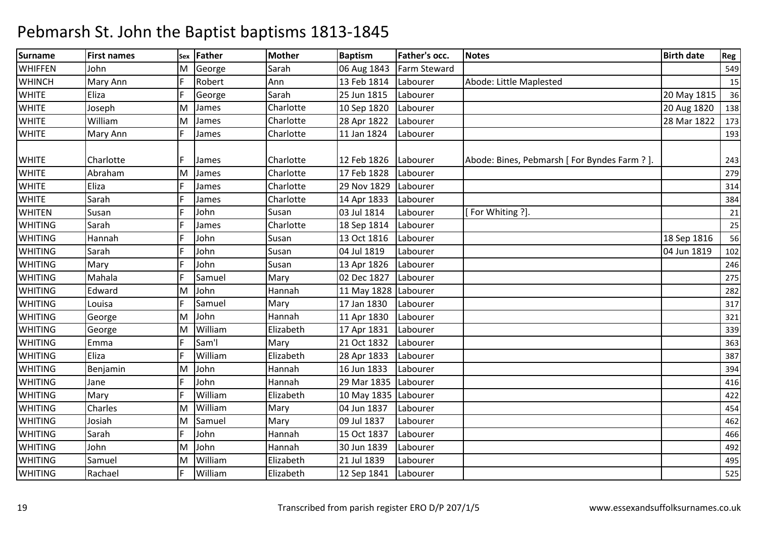# Pebmarsh St. John the Baptist baptisms 1813-1845

| Surname | First names | Sex | Father | Mother | Baptism | Father's occ. | Notes | Birth date | Reg |
|---|---|---|---|---|---|---|---|---|---|
| WHIFFEN | John | M | George | Sarah | 06 Aug 1843 | Farm Steward | | | 549 |
| WHINCH | Mary Ann | F | Robert | Ann | 13 Feb 1814 | Labourer | Abode: Little Maplested | | 15 |
| WHITE | Eliza | F | George | Sarah | 25 Jun 1815 | Labourer | | 20 May 1815 | 36 |
| WHITE | Joseph | M | James | Charlotte | 10 Sep 1820 | Labourer | | 20 Aug 1820 | 138 |
| WHITE | William | M | James | Charlotte | 28 Apr 1822 | Labourer | | 28 Mar 1822 | 173 |
| WHITE | Mary Ann | F | James | Charlotte | 11 Jan 1824 | Labourer | | | 193 |
| WHITE | Charlotte | F | James | Charlotte | 12 Feb 1826 | Labourer | Abode: Bines, Pebmarsh [ For Byndes Farm ? ]. | | 243 |
| WHITE | Abraham | M | James | Charlotte | 17 Feb 1828 | Labourer | | | 279 |
| WHITE | Eliza | F | James | Charlotte | 29 Nov 1829 | Labourer | | | 314 |
| WHITE | Sarah | F | James | Charlotte | 14 Apr 1833 | Labourer | | | 384 |
| WHITEN | Susan | F | John | Susan | 03 Jul 1814 | Labourer | [ For Whiting ?]. | | 21 |
| WHITING | Sarah | F | James | Charlotte | 18 Sep 1814 | Labourer | | | 25 |
| WHITING | Hannah | F | John | Susan | 13 Oct 1816 | Labourer | | 18 Sep 1816 | 56 |
| WHITING | Sarah | F | John | Susan | 04 Jul 1819 | Labourer | | 04 Jun 1819 | 102 |
| WHITING | Mary | F | John | Susan | 13 Apr 1826 | Labourer | | | 246 |
| WHITING | Mahala | F | Samuel | Mary | 02 Dec 1827 | Labourer | | | 275 |
| WHITING | Edward | M | John | Hannah | 11 May 1828 | Labourer | | | 282 |
| WHITING | Louisa | F | Samuel | Mary | 17 Jan 1830 | Labourer | | | 317 |
| WHITING | George | M | John | Hannah | 11 Apr 1830 | Labourer | | | 321 |
| WHITING | George | M | William | Elizabeth | 17 Apr 1831 | Labourer | | | 339 |
| WHITING | Emma | F | Sam'l | Mary | 21 Oct 1832 | Labourer | | | 363 |
| WHITING | Eliza | F | William | Elizabeth | 28 Apr 1833 | Labourer | | | 387 |
| WHITING | Benjamin | M | John | Hannah | 16 Jun 1833 | Labourer | | | 394 |
| WHITING | Jane | F | John | Hannah | 29 Mar 1835 | Labourer | | | 416 |
| WHITING | Mary | F | William | Elizabeth | 10 May 1835 | Labourer | | | 422 |
| WHITING | Charles | M | William | Mary | 04 Jun 1837 | Labourer | | | 454 |
| WHITING | Josiah | M | Samuel | Mary | 09 Jul 1837 | Labourer | | | 462 |
| WHITING | Sarah | F | John | Hannah | 15 Oct 1837 | Labourer | | | 466 |
| WHITING | John | M | John | Hannah | 30 Jun 1839 | Labourer | | | 492 |
| WHITING | Samuel | M | William | Elizabeth | 21 Jul 1839 | Labourer | | | 495 |
| WHITING | Rachael | F | William | Elizabeth | 12 Sep 1841 | Labourer | | | 525 |

Transcribed from parish register ERO D/P 207/1/5 www.essexandsuffolksurnames.co.uk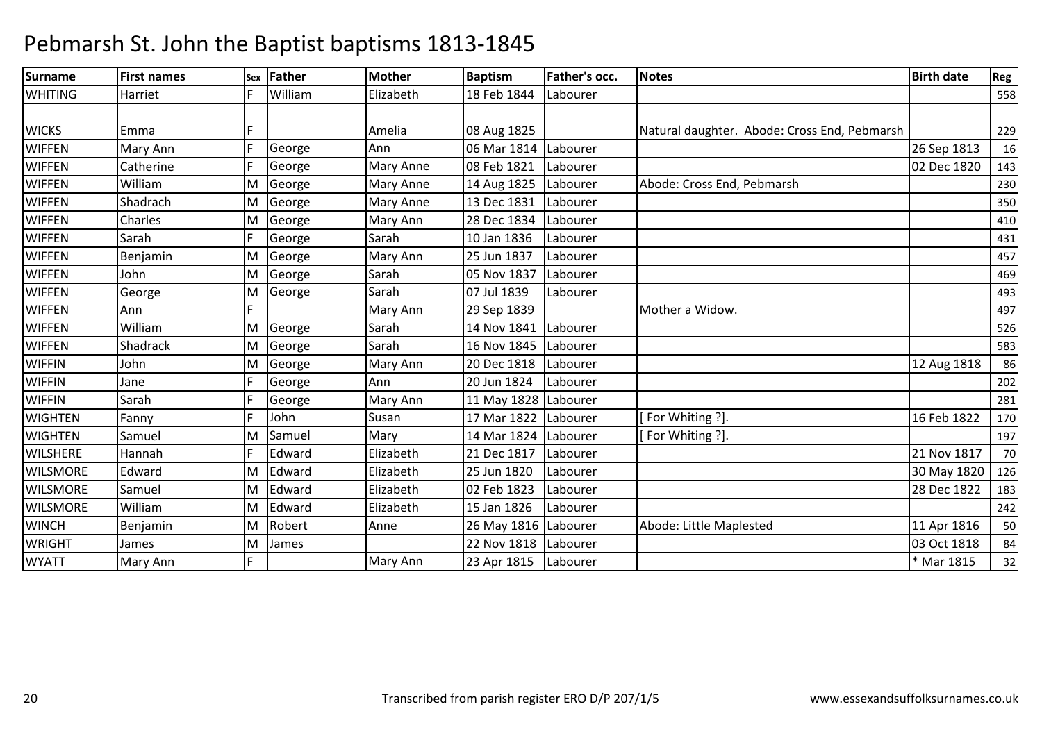# Pebmarsh St. John the Baptist baptisms 1813-1845

| Surname | First names | Sex | Father | Mother | Baptism | Father's occ. | Notes | Birth date | Reg |
|---|---|---|---|---|---|---|---|---|---|
| WHITING | Harriet | F | William | Elizabeth | 18 Feb 1844 | Labourer | | | 558 |
| WICKS | Emma | F | | Amelia | 08 Aug 1825 | | Natural daughter. Abode: Cross End, Pebmarsh | | 229 |
| WIFFEN | Mary Ann | F | George | Ann | 06 Mar 1814 | Labourer | | 26 Sep 1813 | 16 |
| WIFFEN | Catherine | F | George | Mary Anne | 08 Feb 1821 | Labourer | | 02 Dec 1820 | 143 |
| WIFFEN | William | M | George | Mary Anne | 14 Aug 1825 | Labourer | Abode: Cross End, Pebmarsh | | 230 |
| WIFFEN | Shadrach | M | George | Mary Anne | 13 Dec 1831 | Labourer | | | 350 |
| WIFFEN | Charles | M | George | Mary Ann | 28 Dec 1834 | Labourer | | | 410 |
| WIFFEN | Sarah | F | George | Sarah | 10 Jan 1836 | Labourer | | | 431 |
| WIFFEN | Benjamin | M | George | Mary Ann | 25 Jun 1837 | Labourer | | | 457 |
| WIFFEN | John | M | George | Sarah | 05 Nov 1837 | Labourer | | | 469 |
| WIFFEN | George | M | George | Sarah | 07 Jul 1839 | Labourer | | | 493 |
| WIFFEN | Ann | F | | Mary Ann | 29 Sep 1839 | | Mother a Widow. | | 497 |
| WIFFEN | William | M | George | Sarah | 14 Nov 1841 | Labourer | | | 526 |
| WIFFEN | Shadrack | M | George | Sarah | 16 Nov 1845 | Labourer | | | 583 |
| WIFFIN | John | M | George | Mary Ann | 20 Dec 1818 | Labourer | | 12 Aug 1818 | 86 |
| WIFFIN | Jane | F | George | Ann | 20 Jun 1824 | Labourer | | | 202 |
| WIFFIN | Sarah | F | George | Mary Ann | 11 May 1828 | Labourer | | | 281 |
| WIGHTEN | Fanny | F | John | Susan | 17 Mar 1822 | Labourer | [ For Whiting ?]. | 16 Feb 1822 | 170 |
| WIGHTEN | Samuel | M | Samuel | Mary | 14 Mar 1824 | Labourer | [ For Whiting ?]. | | 197 |
| WILSHERE | Hannah | F | Edward | Elizabeth | 21 Dec 1817 | Labourer | | 21 Nov 1817 | 70 |
| WILSMORE | Edward | M | Edward | Elizabeth | 25 Jun 1820 | Labourer | | 30 May 1820 | 126 |
| WILSMORE | Samuel | M | Edward | Elizabeth | 02 Feb 1823 | Labourer | | 28 Dec 1822 | 183 |
| WILSMORE | William | M | Edward | Elizabeth | 15 Jan 1826 | Labourer | | | 242 |
| WINCH | Benjamin | M | Robert | Anne | 26 May 1816 | Labourer | Abode: Little Maplested | 11 Apr 1816 | 50 |
| WRIGHT | James | M | James | | 22 Nov 1818 | Labourer | | 03 Oct 1818 | 84 |
| WYATT | Mary Ann | F | | Mary Ann | 23 Apr 1815 | Labourer | | * Mar 1815 | 32 |

Transcribed from parish register ERO D/P 207/1/5

www.essexandsuffolksurnames.co.uk